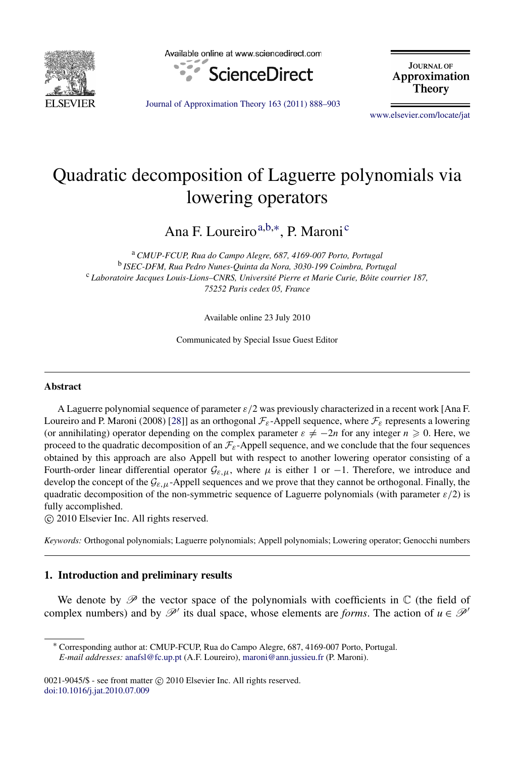# Quadratic decomposition of Laguerre polynomials via lowering operators

Ana F. Loureiro[a,b,*], P. Maroni[c]

[a] *CMUP-FCUP, Rua do Campo Alegre, 687, 4169-007 Porto, Portugal*
[b] *ISEC-DFM, Rua Pedro Nunes-Quinta da Nora, 3030-199 Coimbra, Portugal*
[c] *Laboratoire Jacques Louis-Lions–CNRS, Université Pierre et Marie Curie, Bôite courrier 187, 75252 Paris cedex 05, France*

Available online 23 July 2010

Communicated by Special Issue Guest Editor

## Abstract

A Laguerre polynomial sequence of parameter $\varepsilon/2$ was previously characterized in a recent work [Ana F. Loureiro and P. Maroni (2008) [28]] as an orthogonal $\mathcal{F}_\varepsilon$-Appell sequence, where $\mathcal{F}_\varepsilon$ represents a lowering (or annihilating) operator depending on the complex parameter $\varepsilon \neq -2n$ for any integer $n \geqslant 0$. Here, we proceed to the quadratic decomposition of an $\mathcal{F}_\varepsilon$-Appell sequence, and we conclude that the four sequences obtained by this approach are also Appell but with respect to another lowering operator consisting of a Fourth-order linear differential operator $\mathcal{G}_{\varepsilon,\mu}$, where $\mu$ is either 1 or $-1$. Therefore, we introduce and develop the concept of the $\mathcal{G}_{\varepsilon,\mu}$-Appell sequences and we prove that they cannot be orthogonal. Finally, the quadratic decomposition of the non-symmetric sequence of Laguerre polynomials (with parameter $\varepsilon/2$) is fully accomplished.

© 2010 Elsevier Inc. All rights reserved.

*Keywords:* Orthogonal polynomials; Laguerre polynomials; Appell polynomials; Lowering operator; Genocchi numbers

## 1. Introduction and preliminary results

We denote by $\mathscr{P}$ the vector space of the polynomials with coefficients in $\mathbb{C}$ (the field of complex numbers) and by $\mathscr{P}'$ its dual space, whose elements are *forms*. The action of $u \in \mathscr{P}'$

* Corresponding author at: CMUP-FCUP, Rua do Campo Alegre, 687, 4169-007 Porto, Portugal.
*E-mail addresses:* anafsl@fc.up.pt (A.F. Loureiro), maroni@ann.jussieu.fr (P. Maroni).

0021-9045/$ - see front matter © 2010 Elsevier Inc. All rights reserved.
doi:10.1016/j.jat.2010.07.009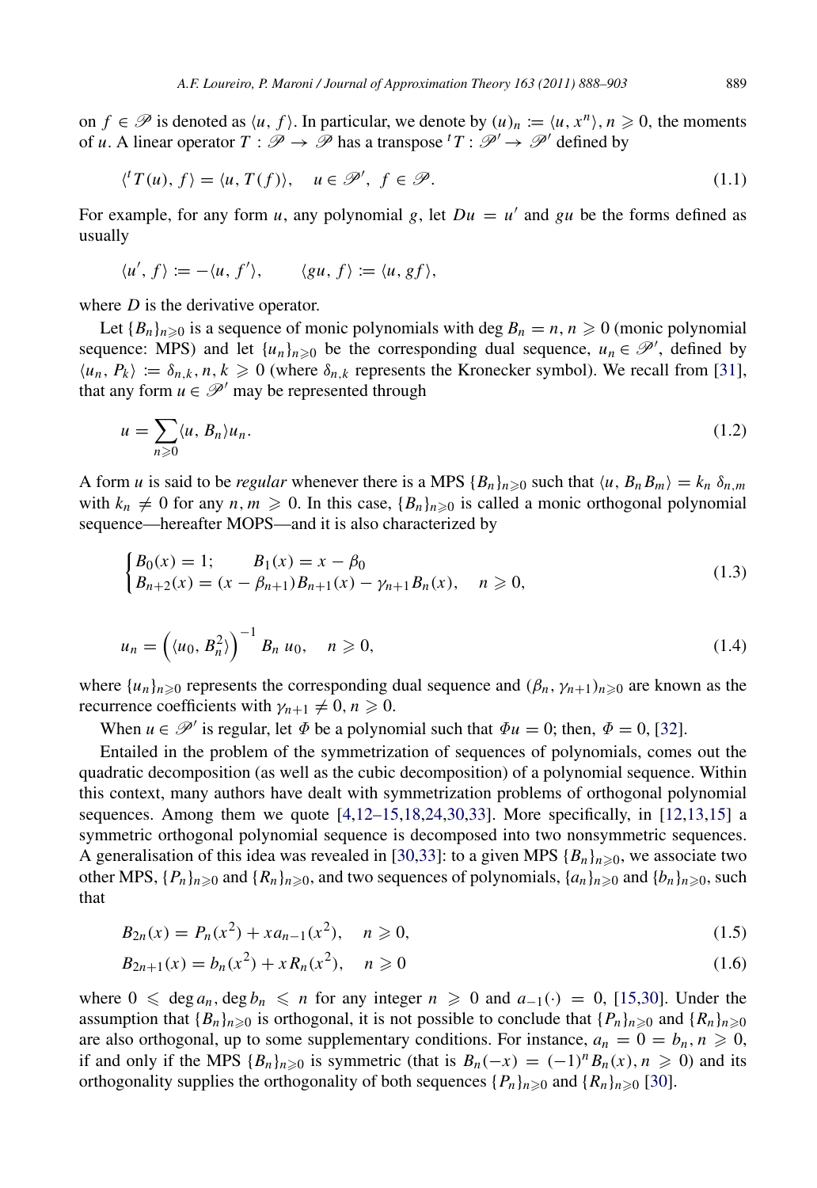on $f \in \mathscr{P}$ is denoted as $\langle u, f \rangle$. In particular, we denote by $(u)_n := \langle u, x^n \rangle$, $n \geqslant 0$, the moments of $u$. A linear operator $T : \mathscr{P} \to \mathscr{P}$ has a transpose ${}^tT : \mathscr{P}' \to \mathscr{P}'$ defined by

$$\langle {}^tT(u), f \rangle = \langle u, T(f) \rangle, \quad u \in \mathscr{P}', \ f \in \mathscr{P}. \tag{1.1}$$

For example, for any form $u$, any polynomial $g$, let $Du = u'$ and $gu$ be the forms defined as usually

$$\langle u', f \rangle := -\langle u, f' \rangle, \qquad \langle gu, f \rangle := \langle u, gf \rangle,$$

where $D$ is the derivative operator.

Let $\{B_n\}_{n\geqslant 0}$ is a sequence of monic polynomials with $\deg B_n = n$, $n \geqslant 0$ (monic polynomial sequence: MPS) and let $\{u_n\}_{n\geqslant 0}$ be the corresponding dual sequence, $u_n \in \mathscr{P}'$, defined by $\langle u_n, P_k \rangle := \delta_{n,k}$, $n, k \geqslant 0$ (where $\delta_{n,k}$ represents the Kronecker symbol). We recall from [31], that any form $u \in \mathscr{P}'$ may be represented through

$$u = \sum_{n\geqslant 0} \langle u, B_n \rangle u_n. \tag{1.2}$$

A form $u$ is said to be *regular* whenever there is a MPS $\{B_n\}_{n\geqslant 0}$ such that $\langle u, B_n B_m \rangle = k_n \, \delta_{n,m}$ with $k_n \neq 0$ for any $n, m \geqslant 0$. In this case, $\{B_n\}_{n\geqslant 0}$ is called a monic orthogonal polynomial sequence—hereafter MOPS—and it is also characterized by

$$\begin{cases} B_0(x) = 1; \qquad B_1(x) = x - \beta_0 \\ B_{n+2}(x) = (x - \beta_{n+1}) B_{n+1}(x) - \gamma_{n+1} B_n(x), \quad n \geqslant 0, \end{cases} \tag{1.3}$$

$$u_n = \left( \langle u_0, B_n^2 \rangle \right)^{-1} B_n \, u_0, \quad n \geqslant 0, \tag{1.4}$$

where $\{u_n\}_{n\geqslant 0}$ represents the corresponding dual sequence and $(\beta_n, \gamma_{n+1})_{n\geqslant 0}$ are known as the recurrence coefficients with $\gamma_{n+1} \neq 0$, $n \geqslant 0$.

When $u \in \mathscr{P}'$ is regular, let $\Phi$ be a polynomial such that $\Phi u = 0$; then, $\Phi = 0$, [32].

Entailed in the problem of the symmetrization of sequences of polynomials, comes out the quadratic decomposition (as well as the cubic decomposition) of a polynomial sequence. Within this context, many authors have dealt with symmetrization problems of orthogonal polynomial sequences. Among them we quote [4,12–15,18,24,30,33]. More specifically, in [12,13,15] a symmetric orthogonal polynomial sequence is decomposed into two nonsymmetric sequences. A generalisation of this idea was revealed in [30,33]: to a given MPS $\{B_n\}_{n\geqslant 0}$, we associate two other MPS, $\{P_n\}_{n\geqslant 0}$ and $\{R_n\}_{n\geqslant 0}$, and two sequences of polynomials, $\{a_n\}_{n\geqslant 0}$ and $\{b_n\}_{n\geqslant 0}$, such that

$$B_{2n}(x) = P_n(x^2) + x a_{n-1}(x^2), \quad n \geqslant 0, \tag{1.5}$$

$$B_{2n+1}(x) = b_n(x^2) + x R_n(x^2), \quad n \geqslant 0 \tag{1.6}$$

where $0 \leqslant \deg a_n, \deg b_n \leqslant n$ for any integer $n \geqslant 0$ and $a_{-1}(\cdot) = 0$, [15,30]. Under the assumption that $\{B_n\}_{n\geqslant 0}$ is orthogonal, it is not possible to conclude that $\{P_n\}_{n\geqslant 0}$ and $\{R_n\}_{n\geqslant 0}$ are also orthogonal, up to some supplementary conditions. For instance, $a_n = 0 = b_n$, $n \geqslant 0$, if and only if the MPS $\{B_n\}_{n\geqslant 0}$ is symmetric (that is $B_n(-x) = (-1)^n B_n(x)$, $n \geqslant 0$) and its orthogonality supplies the orthogonality of both sequences $\{P_n\}_{n\geqslant 0}$ and $\{R_n\}_{n\geqslant 0}$ [30].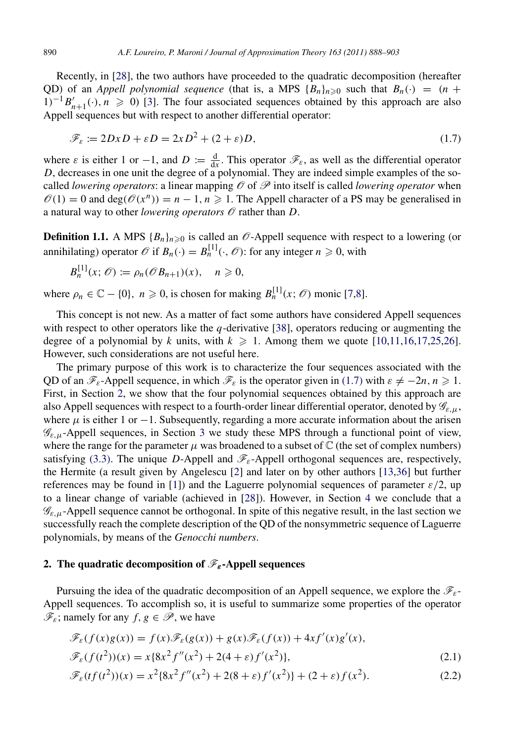Recently, in [28], the two authors have proceeded to the quadratic decomposition (hereafter QD) of an *Appell polynomial sequence* (that is, a MPS $\{B_n\}_{n\geqslant 0}$ such that $B_n(\cdot) = (n+1)^{-1}B'_{n+1}(\cdot), n \geqslant 0$) [3]. The four associated sequences obtained by this approach are also Appell sequences but with respect to another differential operator:

$$\mathscr{F}_\varepsilon := 2DxD + \varepsilon D = 2xD^2 + (2+\varepsilon)D, \tag{1.7}$$

where $\varepsilon$ is either 1 or $-1$, and $D := \frac{\mathrm{d}}{\mathrm{d}x}$. This operator $\mathscr{F}_\varepsilon$, as well as the differential operator $D$, decreases in one unit the degree of a polynomial. They are indeed simple examples of the so-called *lowering operators*: a linear mapping $\mathscr{O}$ of $\mathscr{P}$ into itself is called *lowering operator* when $\mathscr{O}(1) = 0$ and $\deg(\mathscr{O}(x^n)) = n-1, n \geqslant 1$. The Appell character of a PS may be generalised in a natural way to other *lowering operators* $\mathscr{O}$ rather than $D$.

**Definition 1.1.** A MPS $\{B_n\}_{n\geqslant 0}$ is called an $\mathscr{O}$-Appell sequence with respect to a lowering (or annihilating) operator $\mathscr{O}$ if $B_n(\cdot) = B_n^{[1]}(\cdot, \mathscr{O})$: for any integer $n \geqslant 0$, with

$$B_n^{[1]}(x; \mathscr{O}) := \rho_n(\mathscr{O}B_{n+1})(x), \quad n \geqslant 0,$$

where $\rho_n \in \mathbb{C} - \{0\}$, $n \geqslant 0$, is chosen for making $B_n^{[1]}(x; \mathscr{O})$ monic [7,8].

This concept is not new. As a matter of fact some authors have considered Appell sequences with respect to other operators like the $q$-derivative [38], operators reducing or augmenting the degree of a polynomial by $k$ units, with $k \geqslant 1$. Among them we quote [10,11,16,17,25,26]. However, such considerations are not useful here.

The primary purpose of this work is to characterize the four sequences associated with the QD of an $\mathscr{F}_\varepsilon$-Appell sequence, in which $\mathscr{F}_\varepsilon$ is the operator given in (1.7) with $\varepsilon \neq -2n, n \geqslant 1$. First, in Section 2, we show that the four polynomial sequences obtained by this approach are also Appell sequences with respect to a fourth-order linear differential operator, denoted by $\mathscr{G}_{\varepsilon,\mu}$, where $\mu$ is either 1 or $-1$. Subsequently, regarding a more accurate information about the arisen $\mathscr{G}_{\varepsilon,\mu}$-Appell sequences, in Section 3 we study these MPS through a functional point of view, where the range for the parameter $\mu$ was broadened to a subset of $\mathbb{C}$ (the set of complex numbers) satisfying (3.3). The unique $D$-Appell and $\mathscr{F}_\varepsilon$-Appell orthogonal sequences are, respectively, the Hermite (a result given by Angelescu [2] and later on by other authors [13,36] but further references may be found in [1]) and the Laguerre polynomial sequences of parameter $\varepsilon/2$, up to a linear change of variable (achieved in [28]). However, in Section 4 we conclude that a $\mathscr{G}_{\varepsilon,\mu}$-Appell sequence cannot be orthogonal. In spite of this negative result, in the last section we successfully reach the complete description of the QD of the nonsymmetric sequence of Laguerre polynomials, by means of the *Genocchi numbers*.

## 2. The quadratic decomposition of $\mathscr{F}_\varepsilon$-Appell sequences

Pursuing the idea of the quadratic decomposition of an Appell sequence, we explore the $\mathscr{F}_\varepsilon$-Appell sequences. To accomplish so, it is useful to summarize some properties of the operator $\mathscr{F}_\varepsilon$; namely for any $f, g \in \mathscr{P}$, we have

$$\mathscr{F}_\varepsilon(f(x)g(x)) = f(x)\mathscr{F}_\varepsilon(g(x)) + g(x)\mathscr{F}_\varepsilon(f(x)) + 4xf'(x)g'(x),$$

$$\mathscr{F}_\varepsilon(f(t^2))(x) = x\{8x^2 f''(x^2) + 2(4+\varepsilon)f'(x^2)\}, \tag{2.1}$$

$$\mathscr{F}_\varepsilon(tf(t^2))(x) = x^2\{8x^2 f''(x^2) + 2(8+\varepsilon)f'(x^2)\} + (2+\varepsilon)f(x^2). \tag{2.2}$$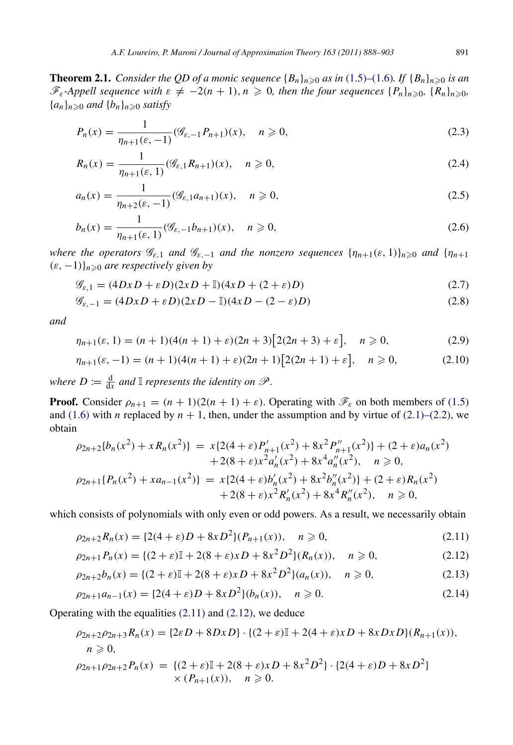**Theorem 2.1.** *Consider the QD of a monic sequence $\{B_n\}_{n\geqslant 0}$ as in (1.5)–(1.6). If $\{B_n\}_{n\geqslant 0}$ is an $\mathscr{F}_\varepsilon$-Appell sequence with $\varepsilon \neq -2(n+1)$, $n \geqslant 0$, then the four sequences $\{P_n\}_{n\geqslant 0}$, $\{R_n\}_{n\geqslant 0}$, $\{a_n\}_{n\geqslant 0}$ and $\{b_n\}_{n\geqslant 0}$ satisfy*

$$P_n(x) = \frac{1}{\eta_{n+1}(\varepsilon,-1)} (\mathscr{G}_{\varepsilon,-1} P_{n+1})(x), \quad n \geqslant 0, \tag{2.3}$$

$$R_n(x) = \frac{1}{\eta_{n+1}(\varepsilon,1)} (\mathscr{G}_{\varepsilon,1} R_{n+1})(x), \quad n \geqslant 0, \tag{2.4}$$

$$a_n(x) = \frac{1}{\eta_{n+2}(\varepsilon,-1)} (\mathscr{G}_{\varepsilon,1} a_{n+1})(x), \quad n \geqslant 0, \tag{2.5}$$

$$b_n(x) = \frac{1}{\eta_{n+1}(\varepsilon,1)} (\mathscr{G}_{\varepsilon,-1} b_{n+1})(x), \quad n \geqslant 0, \tag{2.6}$$

*where the operators $\mathscr{G}_{\varepsilon,1}$ and $\mathscr{G}_{\varepsilon,-1}$ and the nonzero sequences $\{\eta_{n+1}(\varepsilon,1)\}_{n\geqslant 0}$ and $\{\eta_{n+1}(\varepsilon,-1)\}_{n\geqslant 0}$ are respectively given by*

$$\mathscr{G}_{\varepsilon,1} = (4DxD + \varepsilon D)(2xD + \mathbb{I})(4xD + (2+\varepsilon)D) \tag{2.7}$$

$$\mathscr{G}_{\varepsilon,-1} = (4DxD + \varepsilon D)(2xD - \mathbb{I})(4xD - (2-\varepsilon)D) \tag{2.8}$$

*and*

$$\eta_{n+1}(\varepsilon,1) = (n+1)(4(n+1)+\varepsilon)(2n+3)\big[2(2n+3)+\varepsilon\big], \quad n \geqslant 0, \tag{2.9}$$

$$\eta_{n+1}(\varepsilon,-1) = (n+1)(4(n+1)+\varepsilon)(2n+1)\big[2(2n+1)+\varepsilon\big], \quad n \geqslant 0, \tag{2.10}$$

*where $D := \frac{\mathrm{d}}{\mathrm{d}x}$ and $\mathbb{I}$ represents the identity on $\mathscr{P}$.*

**Proof.** Consider $\rho_{n+1} = (n+1)(2(n+1)+\varepsilon)$. Operating with $\mathscr{F}_\varepsilon$ on both members of (1.5) and (1.6) with $n$ replaced by $n+1$, then, under the assumption and by virtue of (2.1)–(2.2), we obtain

$$\begin{aligned}
\rho_{2n+2}\{b_n(x^2) + xR_n(x^2)\} &= x\{2(4+\varepsilon)P'_{n+1}(x^2) + 8x^2 P''_{n+1}(x^2)\} + (2+\varepsilon)a_n(x^2) \\
&\quad + 2(8+\varepsilon)x^2 a'_n(x^2) + 8x^4 a''_n(x^2), \quad n \geqslant 0, \\
\rho_{2n+1}\{P_n(x^2) + xa_{n-1}(x^2)\} &= x\{2(4+\varepsilon)b'_n(x^2) + 8x^2 b''_n(x^2)\} + (2+\varepsilon)R_n(x^2) \\
&\quad + 2(8+\varepsilon)x^2 R'_n(x^2) + 8x^4 R''_n(x^2), \quad n \geqslant 0,
\end{aligned}$$

which consists of polynomials with only even or odd powers. As a result, we necessarily obtain

$$\rho_{2n+2} R_n(x) = \{2(4+\varepsilon)D + 8xD^2\}(P_{n+1}(x)), \quad n \geqslant 0, \tag{2.11}$$

$$\rho_{2n+1} P_n(x) = \{(2+\varepsilon)\mathbb{I} + 2(8+\varepsilon)xD + 8x^2D^2\}(R_n(x)), \quad n \geqslant 0, \tag{2.12}$$

$$\rho_{2n+2} b_n(x) = \{(2+\varepsilon)\mathbb{I} + 2(8+\varepsilon)xD + 8x^2D^2\}(a_n(x)), \quad n \geqslant 0, \tag{2.13}$$

$$\rho_{2n+1} a_{n-1}(x) = \{2(4+\varepsilon)D + 8xD^2\}(b_n(x)), \quad n \geqslant 0. \tag{2.14}$$

Operating with the equalities (2.11) and (2.12), we deduce

$$\begin{aligned}
&\rho_{2n+2}\rho_{2n+3} R_n(x) = \{2\varepsilon D + 8DxD\} \cdot \{(2+\varepsilon)\mathbb{I} + 2(4+\varepsilon)xD + 8xDxD\}(R_{n+1}(x)), \\
&\quad n \geqslant 0, \\
&\rho_{2n+1}\rho_{2n+2} P_n(x) = \{(2+\varepsilon)\mathbb{I} + 2(8+\varepsilon)xD + 8x^2D^2\} \cdot \{2(4+\varepsilon)D + 8xD^2\} \\
&\quad \times (P_{n+1}(x)), \quad n \geqslant 0.
\end{aligned}$$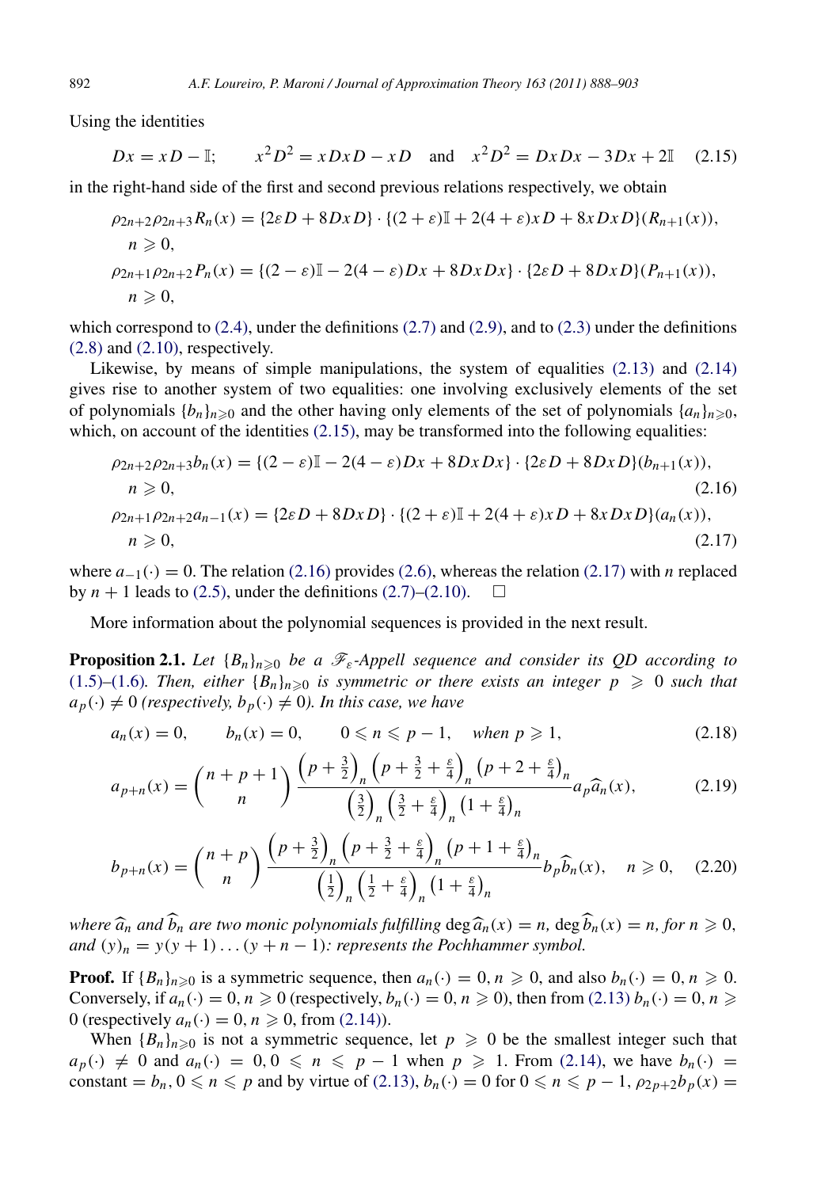Using the identities

$$Dx = xD - \mathbb{I}; \qquad x^2D^2 = xDxD - xD \quad \text{and} \quad x^2D^2 = DxDx - 3Dx + 2\mathbb{I} \tag{2.15}$$

in the right-hand side of the first and second previous relations respectively, we obtain

$$\rho_{2n+2}\rho_{2n+3}R_n(x) = \{2\varepsilon D + 8DxD\} \cdot \{(2+\varepsilon)\mathbb{I} + 2(4+\varepsilon)xD + 8xDxD\}(R_{n+1}(x)),$$
$$n \geqslant 0,$$

$$\rho_{2n+1}\rho_{2n+2}P_n(x) = \{(2-\varepsilon)\mathbb{I} - 2(4-\varepsilon)Dx + 8DxDx\} \cdot \{2\varepsilon D + 8DxD\}(P_{n+1}(x)),$$
$$n \geqslant 0,$$

which correspond to (2.4), under the definitions (2.7) and (2.9), and to (2.3) under the definitions (2.8) and (2.10), respectively.

Likewise, by means of simple manipulations, the system of equalities (2.13) and (2.14) gives rise to another system of two equalities: one involving exclusively elements of the set of polynomials $\{b_n\}_{n\geqslant 0}$ and the other having only elements of the set of polynomials $\{a_n\}_{n\geqslant 0}$, which, on account of the identities (2.15), may be transformed into the following equalities:

$$\rho_{2n+2}\rho_{2n+3}b_n(x) = \{(2-\varepsilon)\mathbb{I} - 2(4-\varepsilon)Dx + 8DxDx\} \cdot \{2\varepsilon D + 8DxD\}(b_{n+1}(x)),$$
$$n \geqslant 0, \tag{2.16}$$

$$\rho_{2n+1}\rho_{2n+2}a_{n-1}(x) = \{2\varepsilon D + 8DxD\} \cdot \{(2+\varepsilon)\mathbb{I} + 2(4+\varepsilon)xD + 8xDxD\}(a_n(x)),$$
$$n \geqslant 0, \tag{2.17}$$

where $a_{-1}(\cdot) = 0$. The relation (2.16) provides (2.6), whereas the relation (2.17) with $n$ replaced by $n+1$ leads to (2.5), under the definitions (2.7)–(2.10). $\square$

More information about the polynomial sequences is provided in the next result.

**Proposition 2.1.** *Let $\{B_n\}_{n\geqslant 0}$ be a $\mathscr{F}_\varepsilon$-Appell sequence and consider its QD according to (1.5)–(1.6). Then, either $\{B_n\}_{n\geqslant 0}$ is symmetric or there exists an integer $p \geqslant 0$ such that $a_p(\cdot) \neq 0$ (respectively, $b_p(\cdot) \neq 0$). In this case, we have*

$$a_n(x) = 0, \qquad b_n(x) = 0, \qquad 0 \leqslant n \leqslant p-1, \quad \text{when } p \geqslant 1, \tag{2.18}$$

$$a_{p+n}(x) = \binom{n+p+1}{n} \frac{\left(p+\frac{3}{2}\right)_n \left(p+\frac{3}{2}+\frac{\varepsilon}{4}\right)_n \left(p+2+\frac{\varepsilon}{4}\right)_n}{\left(\frac{3}{2}\right)_n \left(\frac{3}{2}+\frac{\varepsilon}{4}\right)_n \left(1+\frac{\varepsilon}{4}\right)_n} a_p \widehat{a}_n(x), \tag{2.19}$$

$$b_{p+n}(x) = \binom{n+p}{n} \frac{\left(p+\frac{3}{2}\right)_n \left(p+\frac{3}{2}+\frac{\varepsilon}{4}\right)_n \left(p+1+\frac{\varepsilon}{4}\right)_n}{\left(\frac{1}{2}\right)_n \left(\frac{1}{2}+\frac{\varepsilon}{4}\right)_n \left(1+\frac{\varepsilon}{4}\right)_n} b_p \widehat{b}_n(x), \quad n \geqslant 0, \tag{2.20}$$

*where $\widehat{a}_n$ and $\widehat{b}_n$ are two monic polynomials fulfilling $\deg \widehat{a}_n(x) = n$, $\deg \widehat{b}_n(x) = n$, for $n \geqslant 0$, and $(y)_n = y(y+1)\ldots(y+n-1)$: represents the Pochhammer symbol.*

**Proof.** If $\{B_n\}_{n\geqslant 0}$ is a symmetric sequence, then $a_n(\cdot) = 0$, $n \geqslant 0$, and also $b_n(\cdot) = 0$, $n \geqslant 0$. Conversely, if $a_n(\cdot) = 0$, $n \geqslant 0$ (respectively, $b_n(\cdot) = 0$, $n \geqslant 0$), then from (2.13) $b_n(\cdot) = 0$, $n \geqslant 0$ (respectively $a_n(\cdot) = 0$, $n \geqslant 0$, from (2.14)).

When $\{B_n\}_{n\geqslant 0}$ is not a symmetric sequence, let $p \geqslant 0$ be the smallest integer such that $a_p(\cdot) \neq 0$ and $a_n(\cdot) = 0$, $0 \leqslant n \leqslant p-1$ when $p \geqslant 1$. From (2.14), we have $b_n(\cdot) = \text{constant} = b_n$, $0 \leqslant n \leqslant p$ and by virtue of (2.13), $b_n(\cdot) = 0$ for $0 \leqslant n \leqslant p-1$, $\rho_{2p+2}b_p(x) =$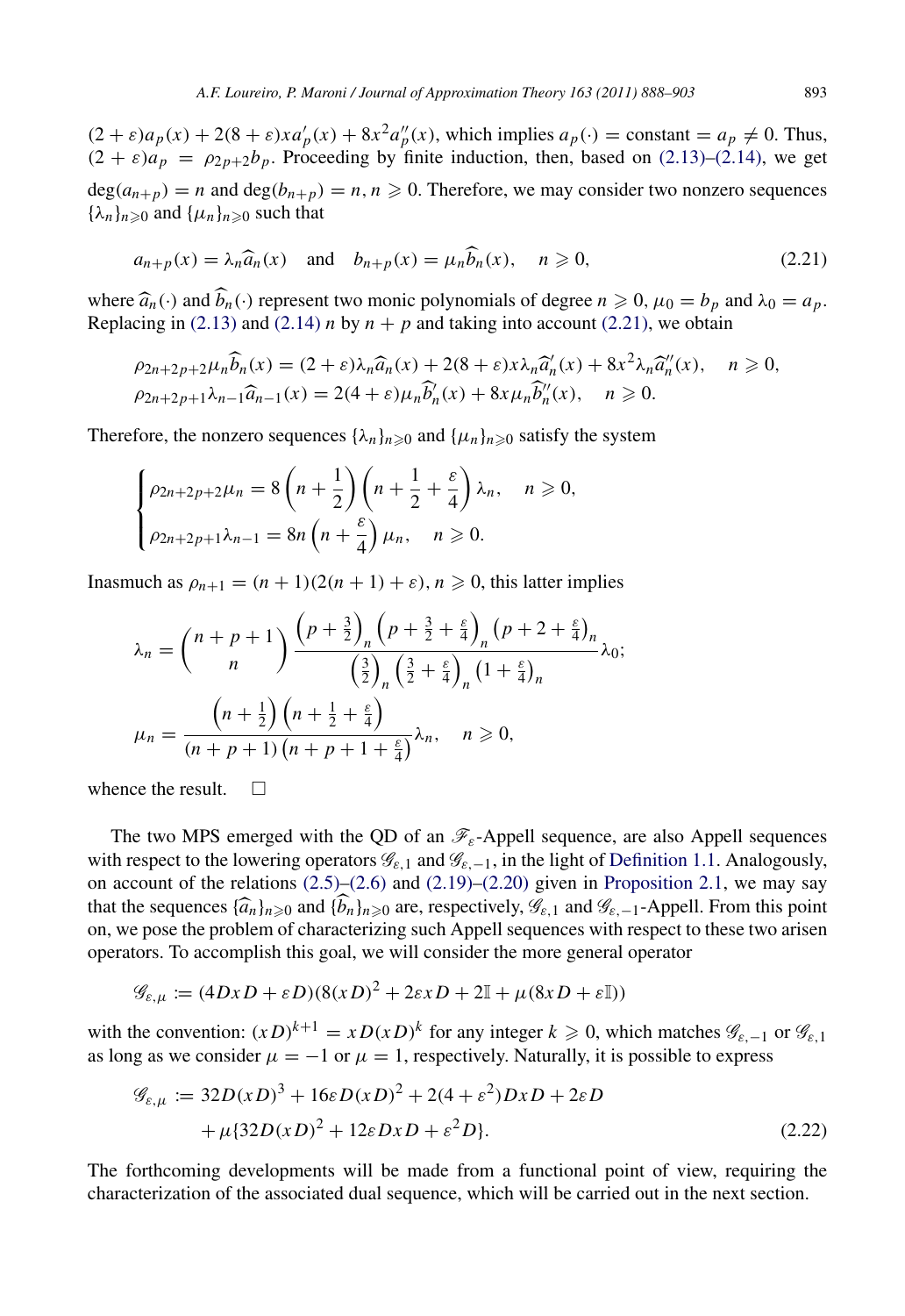$(2+\varepsilon)a_p(x) + 2(8+\varepsilon)xa_p'(x) + 8x^2 a_p''(x)$, which implies $a_p(\cdot) = \text{constant} = a_p \neq 0$. Thus, $(2+\varepsilon)a_p = \rho_{2p+2}b_p$. Proceeding by finite induction, then, based on (2.13)–(2.14), we get $\deg(a_{n+p}) = n$ and $\deg(b_{n+p}) = n$, $n \geqslant 0$. Therefore, we may consider two nonzero sequences $\{\lambda_n\}_{n\geqslant 0}$ and $\{\mu_n\}_{n\geqslant 0}$ such that

$$a_{n+p}(x) = \lambda_n \widehat{a}_n(x) \quad \text{and} \quad b_{n+p}(x) = \mu_n \widehat{b}_n(x), \quad n \geqslant 0, \tag{2.21}$$

where $\widehat{a}_n(\cdot)$ and $\widehat{b}_n(\cdot)$ represent two monic polynomials of degree $n \geqslant 0$, $\mu_0 = b_p$ and $\lambda_0 = a_p$. Replacing in (2.13) and (2.14) $n$ by $n+p$ and taking into account (2.21), we obtain

$$\rho_{2n+2p+2}\mu_n \widehat{b}_n(x) = (2+\varepsilon)\lambda_n \widehat{a}_n(x) + 2(8+\varepsilon)x\lambda_n \widehat{a}_n'(x) + 8x^2\lambda_n \widehat{a}_n''(x), \quad n \geqslant 0,$$
$$\rho_{2n+2p+1}\lambda_{n-1}\widehat{a}_{n-1}(x) = 2(4+\varepsilon)\mu_n \widehat{b}_n'(x) + 8x\mu_n \widehat{b}_n''(x), \quad n \geqslant 0.$$

Therefore, the nonzero sequences $\{\lambda_n\}_{n\geqslant 0}$ and $\{\mu_n\}_{n\geqslant 0}$ satisfy the system

$$\begin{cases} \rho_{2n+2p+2}\mu_n = 8\left(n+\frac{1}{2}\right)\left(n+\frac{1}{2}+\frac{\varepsilon}{4}\right)\lambda_n, & n \geqslant 0, \\ \rho_{2n+2p+1}\lambda_{n-1} = 8n\left(n+\frac{\varepsilon}{4}\right)\mu_n, & n \geqslant 0. \end{cases}$$

Inasmuch as $\rho_{n+1} = (n+1)(2(n+1)+\varepsilon)$, $n \geqslant 0$, this latter implies

$$\lambda_n = \binom{n+p+1}{n} \frac{\left(p+\frac{3}{2}\right)_n \left(p+\frac{3}{2}+\frac{\varepsilon}{4}\right)_n \left(p+2+\frac{\varepsilon}{4}\right)_n}{\left(\frac{3}{2}\right)_n \left(\frac{3}{2}+\frac{\varepsilon}{4}\right)_n \left(1+\frac{\varepsilon}{4}\right)_n} \lambda_0;$$

$$\mu_n = \frac{\left(n+\frac{1}{2}\right)\left(n+\frac{1}{2}+\frac{\varepsilon}{4}\right)}{(n+p+1)\left(n+p+1+\frac{\varepsilon}{4}\right)}\lambda_n, \quad n \geqslant 0,$$

whence the result. $\square$

The two MPS emerged with the QD of an $\mathscr{F}_\varepsilon$-Appell sequence, are also Appell sequences with respect to the lowering operators $\mathscr{G}_{\varepsilon,1}$ and $\mathscr{G}_{\varepsilon,-1}$, in the light of Definition 1.1. Analogously, on account of the relations (2.5)–(2.6) and (2.19)–(2.20) given in Proposition 2.1, we may say that the sequences $\{\widehat{a}_n\}_{n\geqslant 0}$ and $\{\widehat{b}_n\}_{n\geqslant 0}$ are, respectively, $\mathscr{G}_{\varepsilon,1}$ and $\mathscr{G}_{\varepsilon,-1}$-Appell. From this point on, we pose the problem of characterizing such Appell sequences with respect to these two arisen operators. To accomplish this goal, we will consider the more general operator

$$\mathscr{G}_{\varepsilon,\mu} := (4DxD + \varepsilon D)(8(xD)^2 + 2\varepsilon xD + 2\mathbb{I} + \mu(8xD + \varepsilon\mathbb{I}))$$

with the convention: $(xD)^{k+1} = xD(xD)^k$ for any integer $k \geqslant 0$, which matches $\mathscr{G}_{\varepsilon,-1}$ or $\mathscr{G}_{\varepsilon,1}$ as long as we consider $\mu = -1$ or $\mu = 1$, respectively. Naturally, it is possible to express

$$\begin{aligned} \mathscr{G}_{\varepsilon,\mu} := {} & 32D(xD)^3 + 16\varepsilon D(xD)^2 + 2(4+\varepsilon^2)DxD + 2\varepsilon D \\ & + \mu\{32D(xD)^2 + 12\varepsilon DxD + \varepsilon^2 D\}. \end{aligned} \tag{2.22}$$

The forthcoming developments will be made from a functional point of view, requiring the characterization of the associated dual sequence, which will be carried out in the next section.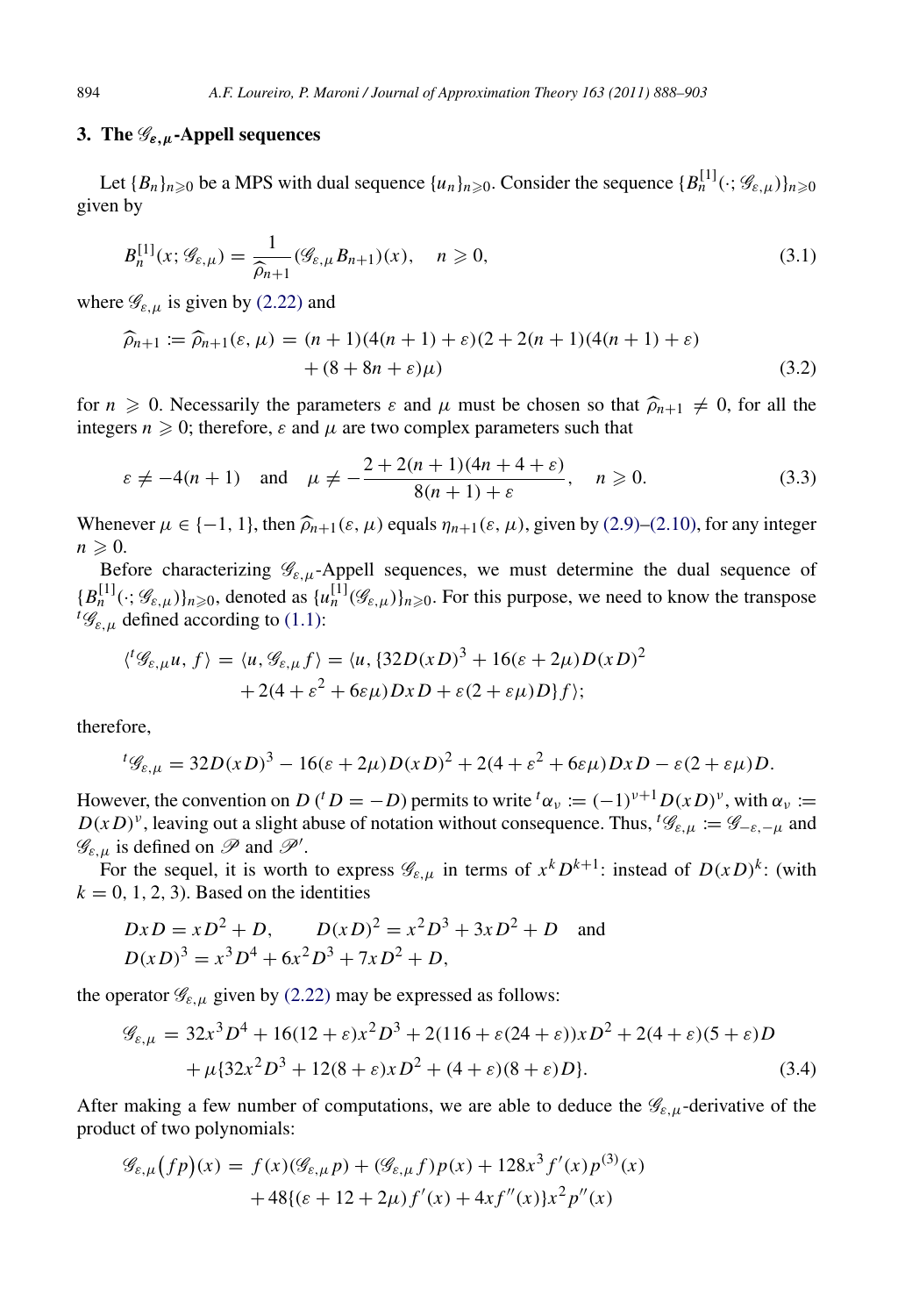## 3. The $\mathscr{G}_{\varepsilon,\mu}$-Appell sequences

Let $\{B_n\}_{n\geqslant 0}$ be a MPS with dual sequence $\{u_n\}_{n\geqslant 0}$. Consider the sequence $\{B_n^{[1]}(\cdot;\mathscr{G}_{\varepsilon,\mu})\}_{n\geqslant 0}$ given by

$$B_n^{[1]}(x;\mathscr{G}_{\varepsilon,\mu}) = \frac{1}{\widehat{\rho}_{n+1}}(\mathscr{G}_{\varepsilon,\mu}B_{n+1})(x), \quad n\geqslant 0, \tag{3.1}$$

where $\mathscr{G}_{\varepsilon,\mu}$ is given by (2.22) and

$$\begin{aligned}\widehat{\rho}_{n+1} := \widehat{\rho}_{n+1}(\varepsilon,\mu) &= (n+1)(4(n+1)+\varepsilon)(2+2(n+1)(4(n+1)+\varepsilon)\\ &\quad + (8+8n+\varepsilon)\mu)\end{aligned} \tag{3.2}$$

for $n\geqslant 0$. Necessarily the parameters $\varepsilon$ and $\mu$ must be chosen so that $\widehat{\rho}_{n+1}\neq 0$, for all the integers $n\geqslant 0$; therefore, $\varepsilon$ and $\mu$ are two complex parameters such that

$$\varepsilon \neq -4(n+1) \quad \text{and} \quad \mu \neq -\frac{2+2(n+1)(4n+4+\varepsilon)}{8(n+1)+\varepsilon}, \quad n\geqslant 0. \tag{3.3}$$

Whenever $\mu\in\{-1,1\}$, then $\widehat{\rho}_{n+1}(\varepsilon,\mu)$ equals $\eta_{n+1}(\varepsilon,\mu)$, given by (2.9)–(2.10), for any integer $n\geqslant 0$.

Before characterizing $\mathscr{G}_{\varepsilon,\mu}$-Appell sequences, we must determine the dual sequence of $\{B_n^{[1]}(\cdot;\mathscr{G}_{\varepsilon,\mu})\}_{n\geqslant 0}$, denoted as $\{u_n^{[1]}(\mathscr{G}_{\varepsilon,\mu})\}_{n\geqslant 0}$. For this purpose, we need to know the transpose ${}^t\mathscr{G}_{\varepsilon,\mu}$ defined according to (1.1):

$$\begin{aligned}\langle {}^t\mathscr{G}_{\varepsilon,\mu}u, f\rangle = \langle u, \{&32D(xD)^3 + 16(\varepsilon+2\mu)D(xD)^2\\ &+ 2(4+\varepsilon^2+6\varepsilon\mu)DxD + \varepsilon(2+\varepsilon\mu)D\}f\rangle;\end{aligned}$$

therefore,

$${}^t\mathscr{G}_{\varepsilon,\mu} = 32D(xD)^3 - 16(\varepsilon+2\mu)D(xD)^2 + 2(4+\varepsilon^2+6\varepsilon\mu)DxD - \varepsilon(2+\varepsilon\mu)D.$$

However, the convention on $D$ (${}^tD=-D$) permits to write ${}^t\alpha_\nu := (-1)^{\nu+1}D(xD)^\nu$, with $\alpha_\nu := D(xD)^\nu$, leaving out a slight abuse of notation without consequence. Thus, ${}^t\mathscr{G}_{\varepsilon,\mu} := \mathscr{G}_{-\varepsilon,-\mu}$ and $\mathscr{G}_{\varepsilon,\mu}$ is defined on $\mathscr{P}$ and $\mathscr{P}'$.

For the sequel, it is worth to express $\mathscr{G}_{\varepsilon,\mu}$ in terms of $x^kD^{k+1}$: instead of $D(xD)^k$: (with $k=0,1,2,3$). Based on the identities

$$\begin{aligned}&DxD = xD^2 + D, \qquad D(xD)^2 = x^2D^3 + 3xD^2 + D \quad \text{and}\\ &D(xD)^3 = x^3D^4 + 6x^2D^3 + 7xD^2 + D,\end{aligned}$$

the operator $\mathscr{G}_{\varepsilon,\mu}$ given by (2.22) may be expressed as follows:

$$\begin{aligned}\mathscr{G}_{\varepsilon,\mu} &= 32x^3D^4 + 16(12+\varepsilon)x^2D^3 + 2(116+\varepsilon(24+\varepsilon))xD^2 + 2(4+\varepsilon)(5+\varepsilon)D\\ &\quad + \mu\{32x^2D^3 + 12(8+\varepsilon)xD^2 + (4+\varepsilon)(8+\varepsilon)D\}.\end{aligned} \tag{3.4}$$

After making a few number of computations, we are able to deduce the $\mathscr{G}_{\varepsilon,\mu}$-derivative of the product of two polynomials:

$$\begin{aligned}\mathscr{G}_{\varepsilon,\mu}\big(fp\big)(x) &= f(x)(\mathscr{G}_{\varepsilon,\mu}p) + (\mathscr{G}_{\varepsilon,\mu}f)p(x) + 128x^3f'(x)p^{(3)}(x)\\ &\quad + 48\{(\varepsilon+12+2\mu)f'(x) + 4xf''(x)\}x^2p''(x)\end{aligned}$$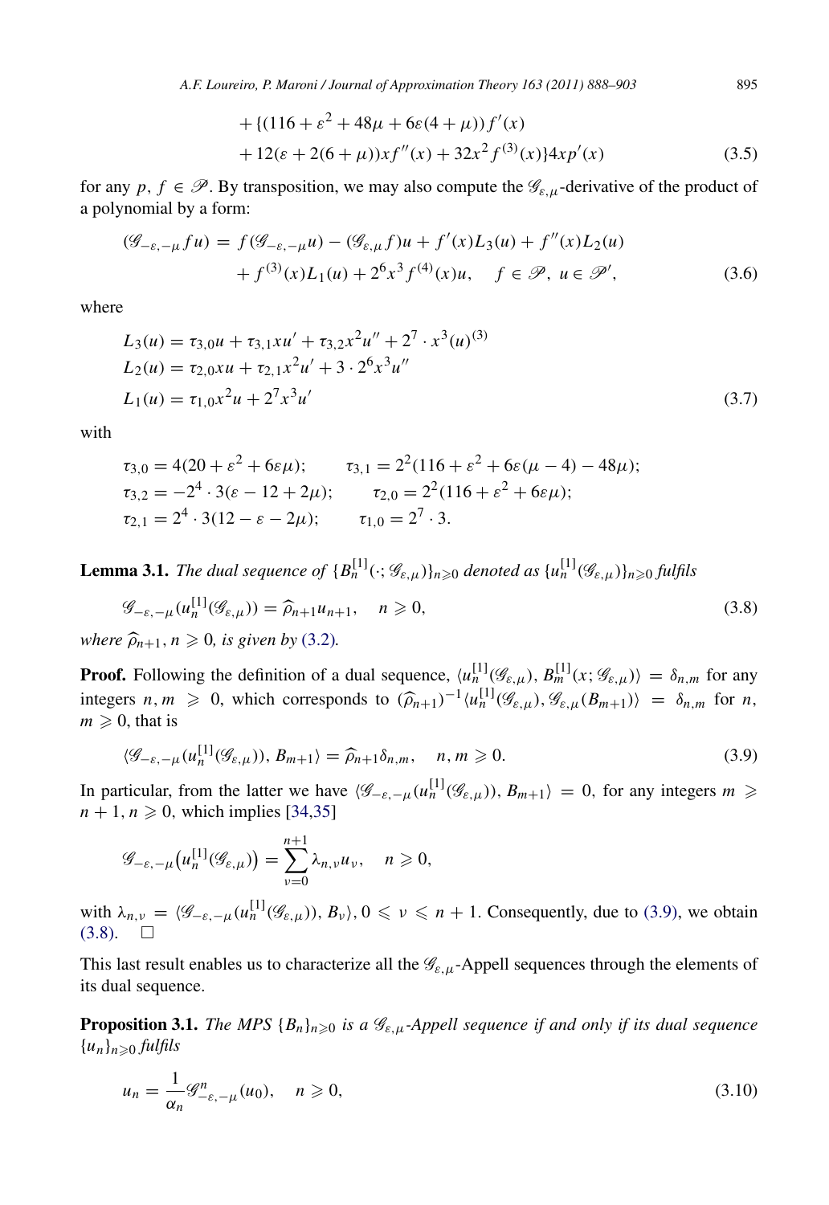$$
\begin{aligned}
&+\{(116+\varepsilon^2+48\mu+6\varepsilon(4+\mu))f'(x)\\
&+12(\varepsilon+2(6+\mu))xf''(x)+32x^2f^{(3)}(x)\}4xp'(x)
\end{aligned}
\tag{3.5}
$$

for any $p, f \in \mathscr{P}$. By transposition, we may also compute the $\mathscr{G}_{\varepsilon,\mu}$-derivative of the product of a polynomial by a form:

$$
\begin{aligned}
(\mathscr{G}_{-\varepsilon,-\mu} fu) &= f(\mathscr{G}_{-\varepsilon,-\mu}u) - (\mathscr{G}_{\varepsilon,\mu} f)u + f'(x)L_3(u) + f''(x)L_2(u)\\
&\quad + f^{(3)}(x)L_1(u) + 2^6x^3 f^{(4)}(x)u, \quad f \in \mathscr{P},\ u \in \mathscr{P}',
\end{aligned}
\tag{3.6}
$$

where

$$
\begin{aligned}
L_3(u) &= \tau_{3,0}u + \tau_{3,1}xu' + \tau_{3,2}x^2u'' + 2^7 \cdot x^3(u)^{(3)}\\
L_2(u) &= \tau_{2,0}xu + \tau_{2,1}x^2u' + 3\cdot 2^6x^3u''\\
L_1(u) &= \tau_{1,0}x^2u + 2^7x^3u'
\end{aligned}
\tag{3.7}
$$

with

$$
\begin{aligned}
&\tau_{3,0} = 4(20+\varepsilon^2+6\varepsilon\mu); \qquad \tau_{3,1} = 2^2(116+\varepsilon^2+6\varepsilon(\mu-4)-48\mu);\\
&\tau_{3,2} = -2^4\cdot 3(\varepsilon-12+2\mu); \qquad \tau_{2,0} = 2^2(116+\varepsilon^2+6\varepsilon\mu);\\
&\tau_{2,1} = 2^4\cdot 3(12-\varepsilon-2\mu); \qquad \tau_{1,0} = 2^7\cdot 3.
\end{aligned}
$$

**Lemma 3.1.** *The dual sequence of $\{B_n^{[1]}(\cdot;\mathscr{G}_{\varepsilon,\mu})\}_{n\geqslant 0}$ denoted as $\{u_n^{[1]}(\mathscr{G}_{\varepsilon,\mu})\}_{n\geqslant 0}$ fulfils*

$$
\mathscr{G}_{-\varepsilon,-\mu}(u_n^{[1]}(\mathscr{G}_{\varepsilon,\mu})) = \widehat{\rho}_{n+1}u_{n+1}, \quad n \geqslant 0,
\tag{3.8}
$$

*where $\widehat{\rho}_{n+1}, n \geqslant 0$, is given by (3.2).*

**Proof.** Following the definition of a dual sequence, $\langle u_n^{[1]}(\mathscr{G}_{\varepsilon,\mu}), B_m^{[1]}(x;\mathscr{G}_{\varepsilon,\mu})\rangle = \delta_{n,m}$ for any integers $n, m \geqslant 0$, which corresponds to $(\widehat{\rho}_{n+1})^{-1}\langle u_n^{[1]}(\mathscr{G}_{\varepsilon,\mu}), \mathscr{G}_{\varepsilon,\mu}(B_{m+1})\rangle = \delta_{n,m}$ for $n$, $m \geqslant 0$, that is

$$
\langle \mathscr{G}_{-\varepsilon,-\mu}(u_n^{[1]}(\mathscr{G}_{\varepsilon,\mu})), B_{m+1}\rangle = \widehat{\rho}_{n+1}\delta_{n,m}, \quad n, m \geqslant 0.
\tag{3.9}
$$

In particular, from the latter we have $\langle \mathscr{G}_{-\varepsilon,-\mu}(u_n^{[1]}(\mathscr{G}_{\varepsilon,\mu})), B_{m+1}\rangle = 0$, for any integers $m \geqslant n+1$, $n \geqslant 0$, which implies [34,35]

$$
\mathscr{G}_{-\varepsilon,-\mu}\big(u_n^{[1]}(\mathscr{G}_{\varepsilon,\mu})\big) = \sum_{\nu=0}^{n+1}\lambda_{n,\nu}u_\nu, \quad n \geqslant 0,
$$

with $\lambda_{n,\nu} = \langle \mathscr{G}_{-\varepsilon,-\mu}(u_n^{[1]}(\mathscr{G}_{\varepsilon,\mu})), B_\nu\rangle$, $0 \leqslant \nu \leqslant n+1$. Consequently, due to (3.9), we obtain (3.8). $\square$

This last result enables us to characterize all the $\mathscr{G}_{\varepsilon,\mu}$-Appell sequences through the elements of its dual sequence.

**Proposition 3.1.** *The MPS $\{B_n\}_{n\geqslant 0}$ is a $\mathscr{G}_{\varepsilon,\mu}$-Appell sequence if and only if its dual sequence $\{u_n\}_{n\geqslant 0}$ fulfils*

$$
u_n = \frac{1}{\alpha_n}\mathscr{G}^n_{-\varepsilon,-\mu}(u_0), \quad n \geqslant 0,
\tag{3.10}
$$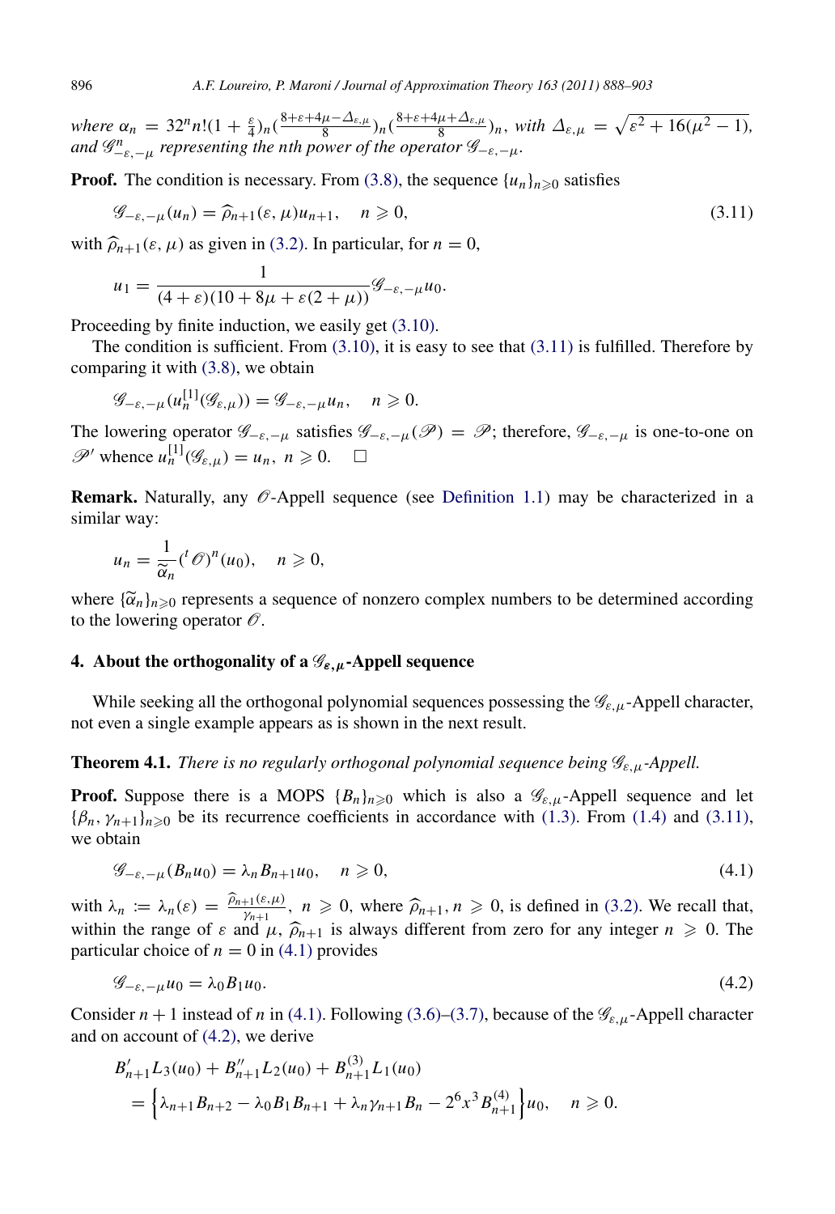where $\alpha_n = 32^n n!(1+\frac{\varepsilon}{4})_n(\frac{8+\varepsilon+4\mu-\Delta_{\varepsilon,\mu}}{8})_n(\frac{8+\varepsilon+4\mu+\Delta_{\varepsilon,\mu}}{8})_n$, *with* $\Delta_{\varepsilon,\mu} = \sqrt{\varepsilon^2+16(\mu^2-1)}$, *and* $\mathscr{G}^n_{-\varepsilon,-\mu}$ *representing the nth power of the operator* $\mathscr{G}_{-\varepsilon,-\mu}$.

**Proof.** The condition is necessary. From (3.8), the sequence $\{u_n\}_{n\geqslant 0}$ satisfies

$$\mathscr{G}_{-\varepsilon,-\mu}(u_n) = \widehat{\rho}_{n+1}(\varepsilon,\mu)u_{n+1}, \quad n \geqslant 0, \tag{3.11}$$

with $\widehat{\rho}_{n+1}(\varepsilon,\mu)$ as given in (3.2). In particular, for $n = 0$,

$$u_1 = \frac{1}{(4+\varepsilon)(10+8\mu+\varepsilon(2+\mu))}\mathscr{G}_{-\varepsilon,-\mu}u_0.$$

Proceeding by finite induction, we easily get (3.10).

The condition is sufficient. From (3.10), it is easy to see that (3.11) is fulfilled. Therefore by comparing it with (3.8), we obtain

$$\mathscr{G}_{-\varepsilon,-\mu}(u_n^{[1]}(\mathscr{G}_{\varepsilon,\mu})) = \mathscr{G}_{-\varepsilon,-\mu}u_n, \quad n \geqslant 0.$$

The lowering operator $\mathscr{G}_{-\varepsilon,-\mu}$ satisfies $\mathscr{G}_{-\varepsilon,-\mu}(\mathscr{P}) = \mathscr{P}$; therefore, $\mathscr{G}_{-\varepsilon,-\mu}$ is one-to-one on $\mathscr{P}'$ whence $u_n^{[1]}(\mathscr{G}_{\varepsilon,\mu}) = u_n$, $n \geqslant 0$. $\square$

**Remark.** Naturally, any $\mathscr{O}$-Appell sequence (see Definition 1.1) may be characterized in a similar way:

$$u_n = \frac{1}{\widetilde{\alpha}_n}({}^t\mathscr{O})^n(u_0), \quad n \geqslant 0,$$

where $\{\widetilde{\alpha}_n\}_{n\geqslant 0}$ represents a sequence of nonzero complex numbers to be determined according to the lowering operator $\mathscr{O}$.

## 4. About the orthogonality of a $\mathscr{G}_{\varepsilon,\mu}$-Appell sequence

While seeking all the orthogonal polynomial sequences possessing the $\mathscr{G}_{\varepsilon,\mu}$-Appell character, not even a single example appears as is shown in the next result.

**Theorem 4.1.** *There is no regularly orthogonal polynomial sequence being* $\mathscr{G}_{\varepsilon,\mu}$*-Appell.*

**Proof.** Suppose there is a MOPS $\{B_n\}_{n\geqslant 0}$ which is also a $\mathscr{G}_{\varepsilon,\mu}$-Appell sequence and let $\{\beta_n, \gamma_{n+1}\}_{n\geqslant 0}$ be its recurrence coefficients in accordance with (1.3). From (1.4) and (3.11), we obtain

$$\mathscr{G}_{-\varepsilon,-\mu}(B_n u_0) = \lambda_n B_{n+1}u_0, \quad n \geqslant 0, \tag{4.1}$$

with $\lambda_n := \lambda_n(\varepsilon) = \frac{\widehat{\rho}_{n+1}(\varepsilon,\mu)}{\gamma_{n+1}}$, $n \geqslant 0$, where $\widehat{\rho}_{n+1}$, $n \geqslant 0$, is defined in (3.2). We recall that, within the range of $\varepsilon$ and $\mu$, $\widehat{\rho}_{n+1}$ is always different from zero for any integer $n \geqslant 0$. The particular choice of $n = 0$ in (4.1) provides

$$\mathscr{G}_{-\varepsilon,-\mu}u_0 = \lambda_0 B_1 u_0. \tag{4.2}$$

Consider $n+1$ instead of $n$ in (4.1). Following (3.6)–(3.7), because of the $\mathscr{G}_{\varepsilon,\mu}$-Appell character and on account of (4.2), we derive

$$\begin{aligned}
&B'_{n+1}L_3(u_0) + B''_{n+1}L_2(u_0) + B^{(3)}_{n+1}L_1(u_0)\\
&\quad = \Big\{\lambda_{n+1}B_{n+2} - \lambda_0 B_1 B_{n+1} + \lambda_n\gamma_{n+1}B_n - 2^6x^3B^{(4)}_{n+1}\Big\}u_0, \quad n \geqslant 0.
\end{aligned}$$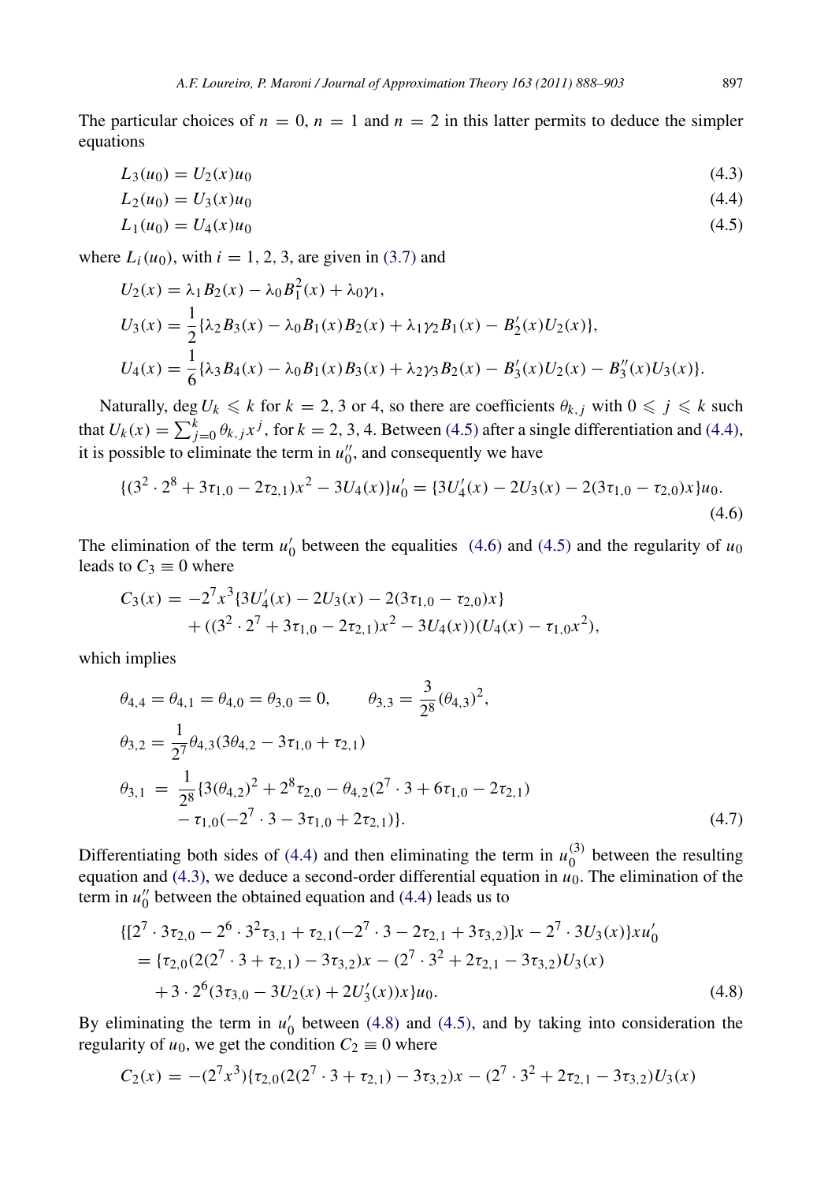The particular choices of $n = 0$, $n = 1$ and $n = 2$ in this latter permits to deduce the simpler equations

$$L_3(u_0) = U_2(x)u_0 \tag{4.3}$$

$$L_2(u_0) = U_3(x)u_0 \tag{4.4}$$

$$L_1(u_0) = U_4(x)u_0 \tag{4.5}$$

where $L_i(u_0)$, with $i = 1, 2, 3$, are given in (3.7) and

$$U_2(x) = \lambda_1 B_2(x) - \lambda_0 B_1^2(x) + \lambda_0\gamma_1,$$

$$U_3(x) = \frac{1}{2}\{\lambda_2 B_3(x) - \lambda_0 B_1(x)B_2(x) + \lambda_1\gamma_2 B_1(x) - B_2'(x)U_2(x)\},$$

$$U_4(x) = \frac{1}{6}\{\lambda_3 B_4(x) - \lambda_0 B_1(x)B_3(x) + \lambda_2\gamma_3 B_2(x) - B_3'(x)U_2(x) - B_3''(x)U_3(x)\}.$$

Naturally, $\deg U_k \leqslant k$ for $k = 2, 3$ or $4$, so there are coefficients $\theta_{k,j}$ with $0 \leqslant j \leqslant k$ such that $U_k(x) = \sum_{j=0}^{k}\theta_{k,j}x^j$, for $k = 2, 3, 4$. Between (4.5) after a single differentiation and (4.4), it is possible to eliminate the term in $u_0''$, and consequently we have

$$\{(3^2\cdot 2^8 + 3\tau_{1,0} - 2\tau_{2,1})x^2 - 3U_4(x)\}u_0' = \{3U_4'(x) - 2U_3(x) - 2(3\tau_{1,0} - \tau_{2,0})x\}u_0. \tag{4.6}$$

The elimination of the term $u_0'$ between the equalities (4.6) and (4.5) and the regularity of $u_0$ leads to $C_3 \equiv 0$ where

$$C_3(x) = -2^7x^3\{3U_4'(x) - 2U_3(x) - 2(3\tau_{1,0} - \tau_{2,0})x\} + ((3^2\cdot 2^7 + 3\tau_{1,0} - 2\tau_{2,1})x^2 - 3U_4(x))(U_4(x) - \tau_{1,0}x^2),$$

which implies

$$\theta_{4,4} = \theta_{4,1} = \theta_{4,0} = \theta_{3,0} = 0, \qquad \theta_{3,3} = \frac{3}{2^8}(\theta_{4,3})^2,$$

$$\theta_{3,2} = \frac{1}{2^7}\theta_{4,3}(3\theta_{4,2} - 3\tau_{1,0} + \tau_{2,1})$$

$$\theta_{3,1} = \frac{1}{2^8}\{3(\theta_{4,2})^2 + 2^8\tau_{2,0} - \theta_{4,2}(2^7\cdot 3 + 6\tau_{1,0} - 2\tau_{2,1}) - \tau_{1,0}(-2^7\cdot 3 - 3\tau_{1,0} + 2\tau_{2,1})\}. \tag{4.7}$$

Differentiating both sides of (4.4) and then eliminating the term in $u_0^{(3)}$ between the resulting equation and (4.3), we deduce a second-order differential equation in $u_0$. The elimination of the term in $u_0''$ between the obtained equation and (4.4) leads us to

$$\begin{aligned}\{[2^7\cdot 3\tau_{2,0} &- 2^6\cdot 3^2\tau_{3,1} + \tau_{2,1}(-2^7\cdot 3 - 2\tau_{2,1} + 3\tau_{3,2})]x - 2^7\cdot 3U_3(x)\}xu_0' \\ &= \{\tau_{2,0}(2(2^7\cdot 3 + \tau_{2,1}) - 3\tau_{3,2})x - (2^7\cdot 3^2 + 2\tau_{2,1} - 3\tau_{3,2})U_3(x) \\ &\quad + 3\cdot 2^6(3\tau_{3,0} - 3U_2(x) + 2U_3'(x))x\}u_0.\end{aligned} \tag{4.8}$$

By eliminating the term in $u_0'$ between (4.8) and (4.5), and by taking into consideration the regularity of $u_0$, we get the condition $C_2 \equiv 0$ where

$$C_2(x) = -(2^7x^3)\{\tau_{2,0}(2(2^7\cdot 3 + \tau_{2,1}) - 3\tau_{3,2})x - (2^7\cdot 3^2 + 2\tau_{2,1} - 3\tau_{3,2})U_3(x)$$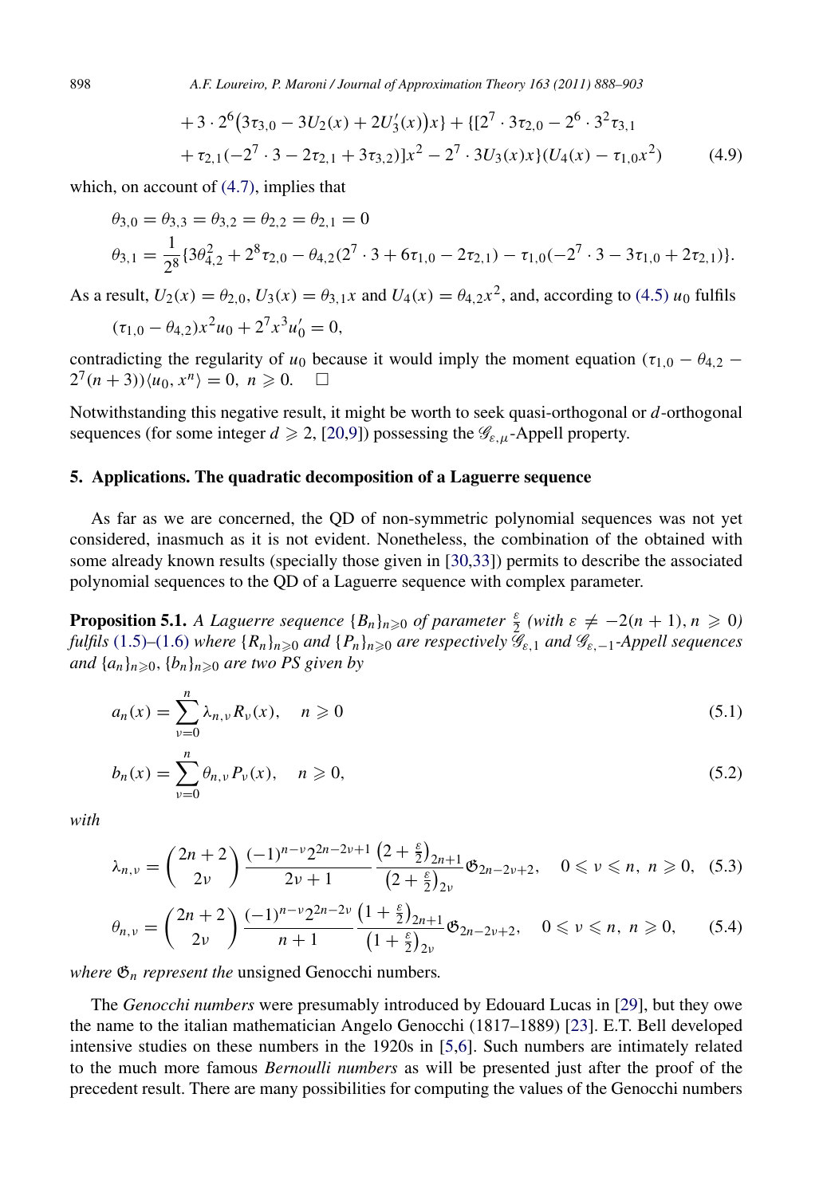$$+ 3\cdot 2^6\big(3\tau_{3,0} - 3U_2(x) + 2U_3'(x)\big)x\} + \{[2^7\cdot 3\tau_{2,0} - 2^6\cdot 3^2\tau_{3,1}$$

$$+ \tau_{2,1}(-2^7\cdot 3 - 2\tau_{2,1} + 3\tau_{3,2})]x^2 - 2^7\cdot 3U_3(x)x\}(U_4(x) - \tau_{1,0}x^2) \tag{4.9}$$

which, on account of (4.7), implies that

$$\theta_{3,0} = \theta_{3,3} = \theta_{3,2} = \theta_{2,2} = \theta_{2,1} = 0$$

$$\theta_{3,1} = \frac{1}{2^8}\{3\theta_{4,2}^2 + 2^8\tau_{2,0} - \theta_{4,2}(2^7\cdot 3 + 6\tau_{1,0} - 2\tau_{2,1}) - \tau_{1,0}(-2^7\cdot 3 - 3\tau_{1,0} + 2\tau_{2,1})\}.$$

As a result, $U_2(x) = \theta_{2,0}$, $U_3(x) = \theta_{3,1}x$ and $U_4(x) = \theta_{4,2}x^2$, and, according to (4.5) $u_0$ fulfils

$$(\tau_{1,0} - \theta_{4,2})x^2u_0 + 2^7x^3u_0' = 0,$$

contradicting the regularity of $u_0$ because it would imply the moment equation $(\tau_{1,0} - \theta_{4,2} - 2^7(n+3))\langle u_0, x^n\rangle = 0,\ n \geqslant 0$. □

Notwithstanding this negative result, it might be worth to seek quasi-orthogonal or $d$-orthogonal sequences (for some integer $d \geqslant 2$, [20,9]) possessing the $\mathscr{G}_{\varepsilon,\mu}$-Appell property.

## 5. Applications. The quadratic decomposition of a Laguerre sequence

As far as we are concerned, the QD of non-symmetric polynomial sequences was not yet considered, inasmuch as it is not evident. Nonetheless, the combination of the obtained with some already known results (specially those given in [30,33]) permits to describe the associated polynomial sequences to the QD of a Laguerre sequence with complex parameter.

**Proposition 5.1.** *A Laguerre sequence $\{B_n\}_{n\geqslant 0}$ of parameter $\frac{\varepsilon}{2}$ (with $\varepsilon \neq -2(n+1), n \geqslant 0$) fulfils (1.5)–(1.6) where $\{R_n\}_{n\geqslant 0}$ and $\{P_n\}_{n\geqslant 0}$ are respectively $\mathscr{G}_{\varepsilon,1}$ and $\mathscr{G}_{\varepsilon,-1}$-Appell sequences and $\{a_n\}_{n\geqslant 0}$, $\{b_n\}_{n\geqslant 0}$ are two PS given by*

$$a_n(x) = \sum_{\nu=0}^{n} \lambda_{n,\nu} R_\nu(x), \quad n \geqslant 0 \tag{5.1}$$

$$b_n(x) = \sum_{\nu=0}^{n} \theta_{n,\nu} P_\nu(x), \quad n \geqslant 0, \tag{5.2}$$

*with*

$$\lambda_{n,\nu} = \binom{2n+2}{2\nu}\frac{(-1)^{n-\nu}2^{2n-2\nu+1}}{2\nu+1}\frac{\left(2+\frac{\varepsilon}{2}\right)_{2n+1}}{\left(2+\frac{\varepsilon}{2}\right)_{2\nu}}\mathfrak{G}_{2n-2\nu+2}, \quad 0 \leqslant \nu \leqslant n,\ n \geqslant 0, \tag{5.3}$$

$$\theta_{n,\nu} = \binom{2n+2}{2\nu}\frac{(-1)^{n-\nu}2^{2n-2\nu}}{n+1}\frac{\left(1+\frac{\varepsilon}{2}\right)_{2n+1}}{\left(1+\frac{\varepsilon}{2}\right)_{2\nu}}\mathfrak{G}_{2n-2\nu+2}, \quad 0 \leqslant \nu \leqslant n,\ n \geqslant 0, \tag{5.4}$$

*where $\mathfrak{G}_n$ represent the* unsigned Genocchi numbers*.*

The *Genocchi numbers* were presumably introduced by Edouard Lucas in [29], but they owe the name to the italian mathematician Angelo Genocchi (1817–1889) [23]. E.T. Bell developed intensive studies on these numbers in the 1920s in [5,6]. Such numbers are intimately related to the much more famous *Bernoulli numbers* as will be presented just after the proof of the precedent result. There are many possibilities for computing the values of the Genocchi numbers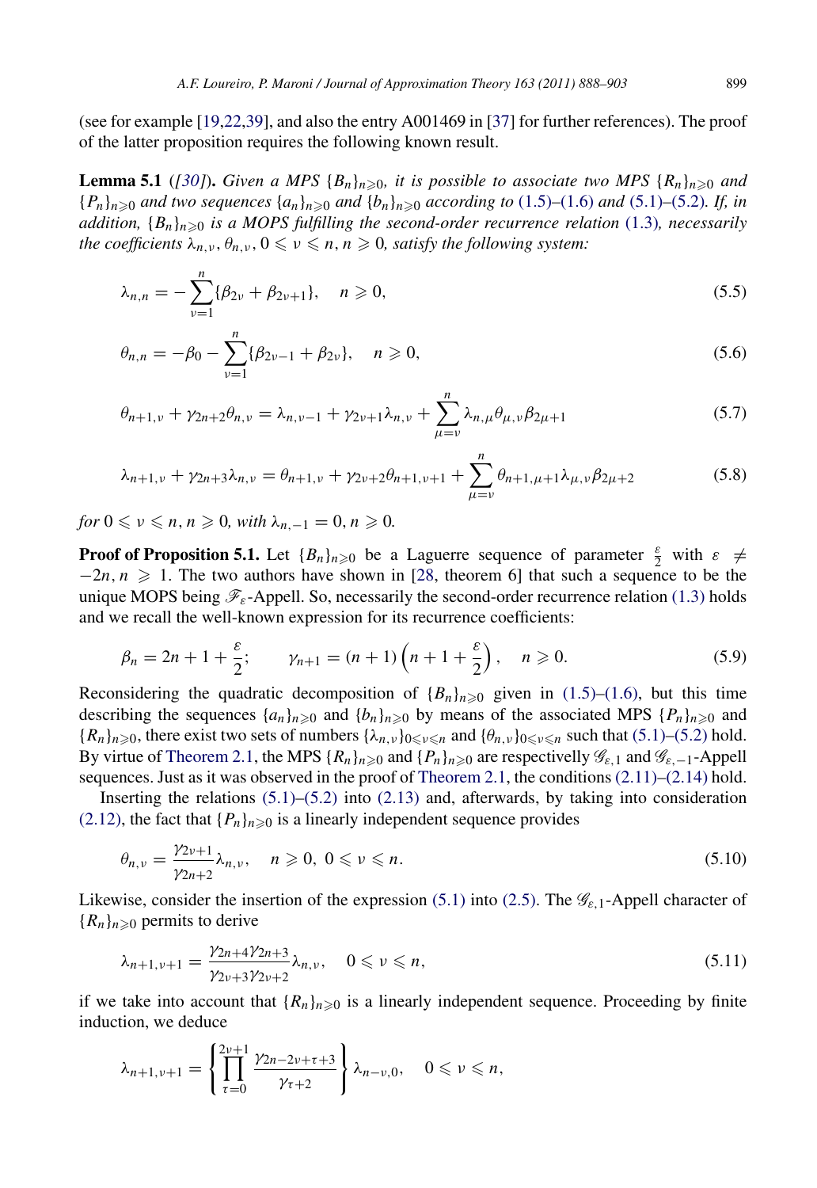(see for example [19,22,39], and also the entry A001469 in [37] for further references). The proof of the latter proposition requires the following known result.

**Lemma 5.1** *([30]). Given a MPS $\{B_n\}_{n\geqslant 0}$, it is possible to associate two MPS $\{R_n\}_{n\geqslant 0}$ and $\{P_n\}_{n\geqslant 0}$ and two sequences $\{a_n\}_{n\geqslant 0}$ and $\{b_n\}_{n\geqslant 0}$ according to (1.5)–(1.6) and (5.1)–(5.2). If, in addition, $\{B_n\}_{n\geqslant 0}$ is a MOPS fulfilling the second-order recurrence relation (1.3), necessarily the coefficients $\lambda_{n,\nu}, \theta_{n,\nu}, 0 \leqslant \nu \leqslant n, n \geqslant 0$, satisfy the following system:*

$$\lambda_{n,n} = -\sum_{\nu=1}^{n}\{\beta_{2\nu} + \beta_{2\nu+1}\}, \quad n \geqslant 0, \tag{5.5}$$

$$\theta_{n,n} = -\beta_0 - \sum_{\nu=1}^{n}\{\beta_{2\nu-1} + \beta_{2\nu}\}, \quad n \geqslant 0, \tag{5.6}$$

$$\theta_{n+1,\nu} + \gamma_{2n+2}\theta_{n,\nu} = \lambda_{n,\nu-1} + \gamma_{2\nu+1}\lambda_{n,\nu} + \sum_{\mu=\nu}^{n}\lambda_{n,\mu}\theta_{\mu,\nu}\beta_{2\mu+1} \tag{5.7}$$

$$\lambda_{n+1,\nu} + \gamma_{2n+3}\lambda_{n,\nu} = \theta_{n+1,\nu} + \gamma_{2\nu+2}\theta_{n+1,\nu+1} + \sum_{\mu=\nu}^{n}\theta_{n+1,\mu+1}\lambda_{\mu,\nu}\beta_{2\mu+2} \tag{5.8}$$

*for $0 \leqslant \nu \leqslant n, n \geqslant 0$, with $\lambda_{n,-1} = 0, n \geqslant 0$.*

**Proof of Proposition 5.1.** Let $\{B_n\}_{n\geqslant 0}$ be a Laguerre sequence of parameter $\frac{\varepsilon}{2}$ with $\varepsilon \neq -2n, n \geqslant 1$. The two authors have shown in [28, theorem 6] that such a sequence to be the unique MOPS being $\mathscr{F}_\varepsilon$-Appell. So, necessarily the second-order recurrence relation (1.3) holds and we recall the well-known expression for its recurrence coefficients:

$$\beta_n = 2n + 1 + \frac{\varepsilon}{2}; \qquad \gamma_{n+1} = (n+1)\left(n + 1 + \frac{\varepsilon}{2}\right), \quad n \geqslant 0. \tag{5.9}$$

Reconsidering the quadratic decomposition of $\{B_n\}_{n\geqslant 0}$ given in (1.5)–(1.6), but this time describing the sequences $\{a_n\}_{n\geqslant 0}$ and $\{b_n\}_{n\geqslant 0}$ by means of the associated MPS $\{P_n\}_{n\geqslant 0}$ and $\{R_n\}_{n\geqslant 0}$, there exist two sets of numbers $\{\lambda_{n,\nu}\}_{0\leqslant\nu\leqslant n}$ and $\{\theta_{n,\nu}\}_{0\leqslant\nu\leqslant n}$ such that (5.1)–(5.2) hold. By virtue of Theorem 2.1, the MPS $\{R_n\}_{n\geqslant 0}$ and $\{P_n\}_{n\geqslant 0}$ are respectively $\mathscr{G}_{\varepsilon,1}$ and $\mathscr{G}_{\varepsilon,-1}$-Appell sequences. Just as it was observed in the proof of Theorem 2.1, the conditions (2.11)–(2.14) hold.

Inserting the relations (5.1)–(5.2) into (2.13) and, afterwards, by taking into consideration (2.12), the fact that $\{P_n\}_{n\geqslant 0}$ is a linearly independent sequence provides

$$\theta_{n,\nu} = \frac{\gamma_{2\nu+1}}{\gamma_{2n+2}}\lambda_{n,\nu}, \quad n \geqslant 0, \ 0 \leqslant \nu \leqslant n. \tag{5.10}$$

Likewise, consider the insertion of the expression (5.1) into (2.5). The $\mathscr{G}_{\varepsilon,1}$-Appell character of $\{R_n\}_{n\geqslant 0}$ permits to derive

$$\lambda_{n+1,\nu+1} = \frac{\gamma_{2n+4}\gamma_{2n+3}}{\gamma_{2\nu+3}\gamma_{2\nu+2}}\lambda_{n,\nu}, \quad 0 \leqslant \nu \leqslant n, \tag{5.11}$$

if we take into account that $\{R_n\}_{n\geqslant 0}$ is a linearly independent sequence. Proceeding by finite induction, we deduce

$$\lambda_{n+1,\nu+1} = \left\{\prod_{\tau=0}^{2\nu+1}\frac{\gamma_{2n-2\nu+\tau+3}}{\gamma_{\tau+2}}\right\}\lambda_{n-\nu,0}, \quad 0 \leqslant \nu \leqslant n,$$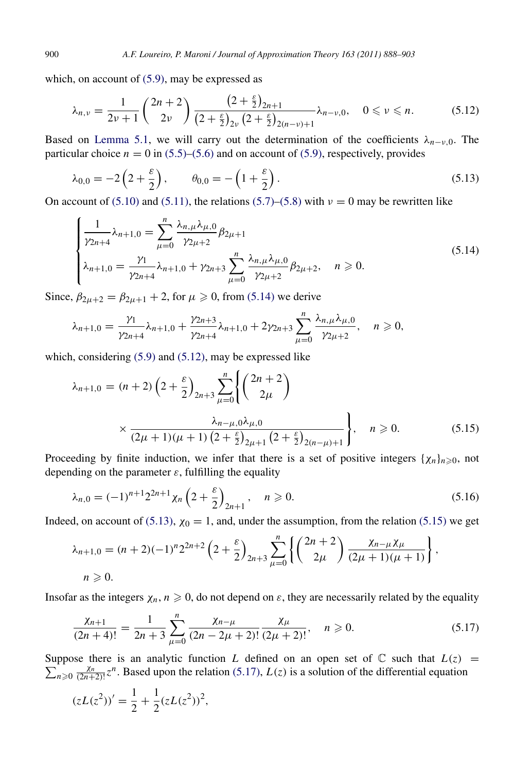which, on account of (5.9), may be expressed as

$$\lambda_{n,\nu} = \frac{1}{2\nu+1}\binom{2n+2}{2\nu}\frac{\left(2+\frac{\varepsilon}{2}\right)_{2n+1}}{\left(2+\frac{\varepsilon}{2}\right)_{2\nu}\left(2+\frac{\varepsilon}{2}\right)_{2(n-\nu)+1}}\lambda_{n-\nu,0}, \quad 0 \leqslant \nu \leqslant n. \tag{5.12}$$

Based on Lemma 5.1, we will carry out the determination of the coefficients $\lambda_{n-\nu,0}$. The particular choice $n = 0$ in (5.5)–(5.6) and on account of (5.9), respectively, provides

$$\lambda_{0,0} = -2\left(2+\frac{\varepsilon}{2}\right), \qquad \theta_{0,0} = -\left(1+\frac{\varepsilon}{2}\right). \tag{5.13}$$

On account of (5.10) and (5.11), the relations (5.7)–(5.8) with $\nu = 0$ may be rewritten like

$$\begin{cases} \dfrac{1}{\gamma_{2n+4}}\lambda_{n+1,0} = \displaystyle\sum_{\mu=0}^{n}\frac{\lambda_{n,\mu}\lambda_{\mu,0}}{\gamma_{2\mu+2}}\beta_{2\mu+1} \\ \lambda_{n+1,0} = \dfrac{\gamma_1}{\gamma_{2n+4}}\lambda_{n+1,0} + \gamma_{2n+3}\displaystyle\sum_{\mu=0}^{n}\frac{\lambda_{n,\mu}\lambda_{\mu,0}}{\gamma_{2\mu+2}}\beta_{2\mu+2}, \quad n \geqslant 0. \end{cases} \tag{5.14}$$

Since, $\beta_{2\mu+2} = \beta_{2\mu+1} + 2$, for $\mu \geqslant 0$, from (5.14) we derive

$$\lambda_{n+1,0} = \frac{\gamma_1}{\gamma_{2n+4}}\lambda_{n+1,0} + \frac{\gamma_{2n+3}}{\gamma_{2n+4}}\lambda_{n+1,0} + 2\gamma_{2n+3}\sum_{\mu=0}^{n}\frac{\lambda_{n,\mu}\lambda_{\mu,0}}{\gamma_{2\mu+2}}, \quad n \geqslant 0,$$

which, considering (5.9) and (5.12), may be expressed like

$$\lambda_{n+1,0} = (n+2)\left(2+\frac{\varepsilon}{2}\right)_{2n+3}\sum_{\mu=0}^{n}\left\{\binom{2n+2}{2\mu} \times \frac{\lambda_{n-\mu,0}\lambda_{\mu,0}}{(2\mu+1)(\mu+1)\left(2+\frac{\varepsilon}{2}\right)_{2\mu+1}\left(2+\frac{\varepsilon}{2}\right)_{2(n-\mu)+1}}\right\}, \quad n \geqslant 0. \tag{5.15}$$

Proceeding by finite induction, we infer that there is a set of positive integers $\{\chi_n\}_{n\geqslant 0}$, not depending on the parameter $\varepsilon$, fulfilling the equality

$$\lambda_{n,0} = (-1)^{n+1}2^{2n+1}\chi_n\left(2+\frac{\varepsilon}{2}\right)_{2n+1}, \quad n \geqslant 0. \tag{5.16}$$

Indeed, on account of (5.13), $\chi_0 = 1$, and, under the assumption, from the relation (5.15) we get

$$\lambda_{n+1,0} = (n+2)(-1)^n 2^{2n+2}\left(2+\frac{\varepsilon}{2}\right)_{2n+3}\sum_{\mu=0}^{n}\left\{\binom{2n+2}{2\mu}\frac{\chi_{n-\mu}\chi_\mu}{(2\mu+1)(\mu+1)}\right\},$$

$n \geqslant 0.$

Insofar as the integers $\chi_n$, $n \geqslant 0$, do not depend on $\varepsilon$, they are necessarily related by the equality

$$\frac{\chi_{n+1}}{(2n+4)!} = \frac{1}{2n+3}\sum_{\mu=0}^{n}\frac{\chi_{n-\mu}}{(2n-2\mu+2)!}\frac{\chi_\mu}{(2\mu+2)!}, \quad n \geqslant 0. \tag{5.17}$$

Suppose there is an analytic function $L$ defined on an open set of $\mathbb{C}$ such that $L(z) = \sum_{n\geqslant 0}\frac{\chi_n}{(2n+2)!}z^n$. Based upon the relation (5.17), $L(z)$ is a solution of the differential equation

$$(zL(z^2))' = \frac{1}{2} + \frac{1}{2}(zL(z^2))^2,$$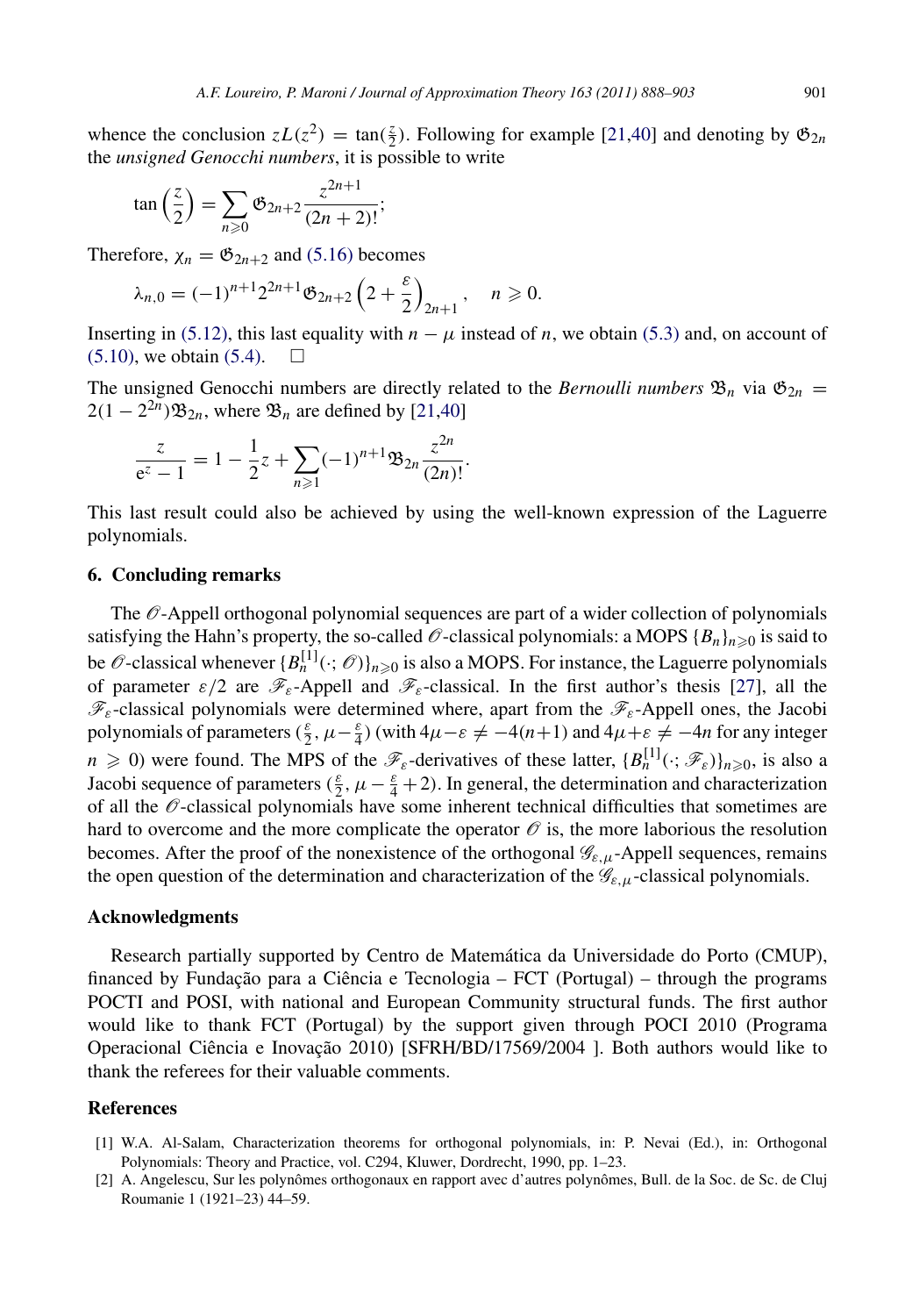whence the conclusion $zL(z^2) = \tan(\frac{z}{2})$. Following for example [21,40] and denoting by $\mathfrak{G}_{2n}$ the *unsigned Genocchi numbers*, it is possible to write

$$\tan\left(\frac{z}{2}\right) = \sum_{n\geqslant 0} \mathfrak{G}_{2n+2} \frac{z^{2n+1}}{(2n+2)!};$$

Therefore, $\chi_n = \mathfrak{G}_{2n+2}$ and (5.16) becomes

$$\lambda_{n,0} = (-1)^{n+1} 2^{2n+1} \mathfrak{G}_{2n+2} \left(2 + \frac{\varepsilon}{2}\right)_{2n+1}, \quad n \geqslant 0.$$

Inserting in (5.12), this last equality with $n - \mu$ instead of $n$, we obtain (5.3) and, on account of (5.10), we obtain (5.4). $\square$

The unsigned Genocchi numbers are directly related to the *Bernoulli numbers* $\mathfrak{B}_n$ via $\mathfrak{G}_{2n} = 2(1 - 2^{2n})\mathfrak{B}_{2n}$, where $\mathfrak{B}_n$ are defined by [21,40]

$$\frac{z}{e^z - 1} = 1 - \frac{1}{2}z + \sum_{n\geqslant 1} (-1)^{n+1} \mathfrak{B}_{2n} \frac{z^{2n}}{(2n)!}.$$

This last result could also be achieved by using the well-known expression of the Laguerre polynomials.

## 6. Concluding remarks

The $\mathscr{O}$-Appell orthogonal polynomial sequences are part of a wider collection of polynomials satisfying the Hahn's property, the so-called $\mathscr{O}$-classical polynomials: a MOPS $\{B_n\}_{n\geqslant 0}$ is said to be $\mathscr{O}$-classical whenever $\{B_n^{[1]}(\cdot; \mathscr{O})\}_{n\geqslant 0}$ is also a MOPS. For instance, the Laguerre polynomials of parameter $\varepsilon/2$ are $\mathscr{F}_\varepsilon$-Appell and $\mathscr{F}_\varepsilon$-classical. In the first author's thesis [27], all the $\mathscr{F}_\varepsilon$-classical polynomials were determined where, apart from the $\mathscr{F}_\varepsilon$-Appell ones, the Jacobi polynomials of parameters $(\frac{\varepsilon}{2}, \mu - \frac{\varepsilon}{4})$ (with $4\mu - \varepsilon \neq -4(n+1)$ and $4\mu + \varepsilon \neq -4n$ for any integer $n \geqslant 0$) were found. The MPS of the $\mathscr{F}_\varepsilon$-derivatives of these latter, $\{B_n^{[1]}(\cdot; \mathscr{F}_\varepsilon)\}_{n\geqslant 0}$, is also a Jacobi sequence of parameters $(\frac{\varepsilon}{2}, \mu - \frac{\varepsilon}{4} + 2)$. In general, the determination and characterization of all the $\mathscr{O}$-classical polynomials have some inherent technical difficulties that sometimes are hard to overcome and the more complicate the operator $\mathscr{O}$ is, the more laborious the resolution becomes. After the proof of the nonexistence of the orthogonal $\mathscr{G}_{\varepsilon,\mu}$-Appell sequences, remains the open question of the determination and characterization of the $\mathscr{G}_{\varepsilon,\mu}$-classical polynomials.

## Acknowledgments

Research partially supported by Centro de Matemática da Universidade do Porto (CMUP), financed by Fundação para a Ciência e Tecnologia – FCT (Portugal) – through the programs POCTI and POSI, with national and European Community structural funds. The first author would like to thank FCT (Portugal) by the support given through POCI 2010 (Programa Operacional Ciência e Inovação 2010) [SFRH/BD/17569/2004 ]. Both authors would like to thank the referees for their valuable comments.

## References

[1] W.A. Al-Salam, Characterization theorems for orthogonal polynomials, in: P. Nevai (Ed.), in: Orthogonal Polynomials: Theory and Practice, vol. C294, Kluwer, Dordrecht, 1990, pp. 1–23.

[2] A. Angelescu, Sur les polynômes orthogonaux en rapport avec d'autres polynômes, Bull. de la Soc. de Sc. de Cluj Roumanie 1 (1921–23) 44–59.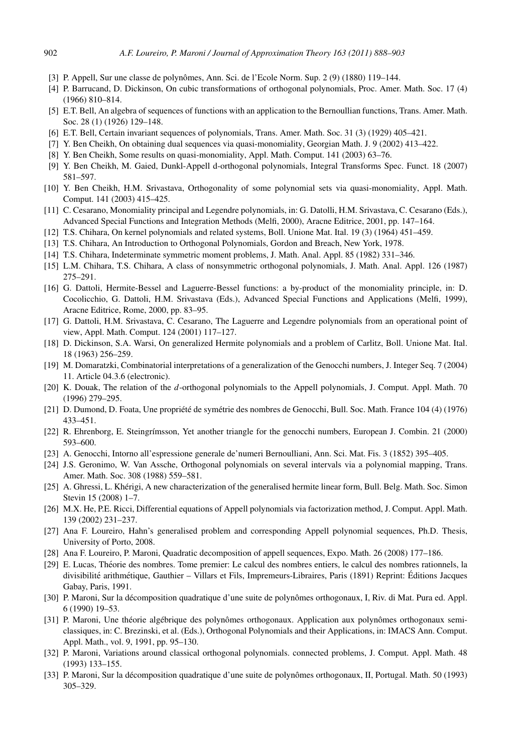[3] P. Appell, Sur une classe de polynômes, Ann. Sci. de l'Ecole Norm. Sup. 2 (9) (1880) 119–144.

[4] P. Barrucand, D. Dickinson, On cubic transformations of orthogonal polynomials, Proc. Amer. Math. Soc. 17 (4) (1966) 810–814.

[5] E.T. Bell, An algebra of sequences of functions with an application to the Bernoullian functions, Trans. Amer. Math. Soc. 28 (1) (1926) 129–148.

[6] E.T. Bell, Certain invariant sequences of polynomials, Trans. Amer. Math. Soc. 31 (3) (1929) 405–421.

[7] Y. Ben Cheikh, On obtaining dual sequences via quasi-monomiality, Georgian Math. J. 9 (2002) 413–422.

[8] Y. Ben Cheikh, Some results on quasi-monomiality, Appl. Math. Comput. 141 (2003) 63–76.

[9] Y. Ben Cheikh, M. Gaied, Dunkl-Appell d-orthogonal polynomials, Integral Transforms Spec. Funct. 18 (2007) 581–597.

[10] Y. Ben Cheikh, H.M. Srivastava, Orthogonality of some polynomial sets via quasi-monomiality, Appl. Math. Comput. 141 (2003) 415–425.

[11] C. Cesarano, Monomiality principal and Legendre polynomials, in: G. Datolli, H.M. Srivastava, C. Cesarano (Eds.), Advanced Special Functions and Integration Methods (Melfi, 2000), Aracne Editrice, 2001, pp. 147–164.

[12] T.S. Chihara, On kernel polynomials and related systems, Boll. Unione Mat. Ital. 19 (3) (1964) 451–459.

[13] T.S. Chihara, An Introduction to Orthogonal Polynomials, Gordon and Breach, New York, 1978.

[14] T.S. Chihara, Indeterminate symmetric moment problems, J. Math. Anal. Appl. 85 (1982) 331–346.

[15] L.M. Chihara, T.S. Chihara, A class of nonsymmetric orthogonal polynomials, J. Math. Anal. Appl. 126 (1987) 275–291.

[16] G. Dattoli, Hermite-Bessel and Laguerre-Bessel functions: a by-product of the monomiality principle, in: D. Cocolicchio, G. Dattoli, H.M. Srivastava (Eds.), Advanced Special Functions and Applications (Melfi, 1999), Aracne Editrice, Rome, 2000, pp. 83–95.

[17] G. Dattoli, H.M. Srivastava, C. Cesarano, The Laguerre and Legendre polynomials from an operational point of view, Appl. Math. Comput. 124 (2001) 117–127.

[18] D. Dickinson, S.A. Warsi, On generalized Hermite polynomials and a problem of Carlitz, Boll. Unione Mat. Ital. 18 (1963) 256–259.

[19] M. Domaratzki, Combinatorial interpretations of a generalization of the Genocchi numbers, J. Integer Seq. 7 (2004) 11. Article 04.3.6 (electronic).

[20] K. Douak, The relation of the $d$-orthogonal polynomials to the Appell polynomials, J. Comput. Appl. Math. 70 (1996) 279–295.

[21] D. Dumond, D. Foata, Une propriété de symétrie des nombres de Genocchi, Bull. Soc. Math. France 104 (4) (1976) 433–451.

[22] R. Ehrenborg, E. Steingrímsson, Yet another triangle for the genocchi numbers, European J. Combin. 21 (2000) 593–600.

[23] A. Genocchi, Intorno all'espressione generale de'numeri Bernoulliani, Ann. Sci. Mat. Fis. 3 (1852) 395–405.

[24] J.S. Geronimo, W. Van Assche, Orthogonal polynomials on several intervals via a polynomial mapping, Trans. Amer. Math. Soc. 308 (1988) 559–581.

[25] A. Ghressi, L. Khérigi, A new characterization of the generalised hermite linear form, Bull. Belg. Math. Soc. Simon Stevin 15 (2008) 1–7.

[26] M.X. He, P.E. Ricci, Differential equations of Appell polynomials via factorization method, J. Comput. Appl. Math. 139 (2002) 231–237.

[27] Ana F. Loureiro, Hahn's generalised problem and corresponding Appell polynomial sequences, Ph.D. Thesis, University of Porto, 2008.

[28] Ana F. Loureiro, P. Maroni, Quadratic decomposition of appell sequences, Expo. Math. 26 (2008) 177–186.

[29] E. Lucas, Théorie des nombres. Tome premier: Le calcul des nombres entiers, le calcul des nombres rationnels, la divisibilité arithmétique, Gauthier – Villars et Fils, Impremeurs-Libraires, Paris (1891) Reprint: Éditions Jacques Gabay, Paris, 1991.

[30] P. Maroni, Sur la décomposition quadratique d'une suite de polynômes orthogonaux, I, Riv. di Mat. Pura ed. Appl. 6 (1990) 19–53.

[31] P. Maroni, Une théorie algébrique des polynômes orthogonaux. Application aux polynômes orthogonaux semi-classiques, in: C. Brezinski, et al. (Eds.), Orthogonal Polynomials and their Applications, in: IMACS Ann. Comput. Appl. Math., vol. 9, 1991, pp. 95–130.

[32] P. Maroni, Variations around classical orthogonal polynomials. connected problems, J. Comput. Appl. Math. 48 (1993) 133–155.

[33] P. Maroni, Sur la décomposition quadratique d'une suite de polynômes orthogonaux, II, Portugal. Math. 50 (1993) 305–329.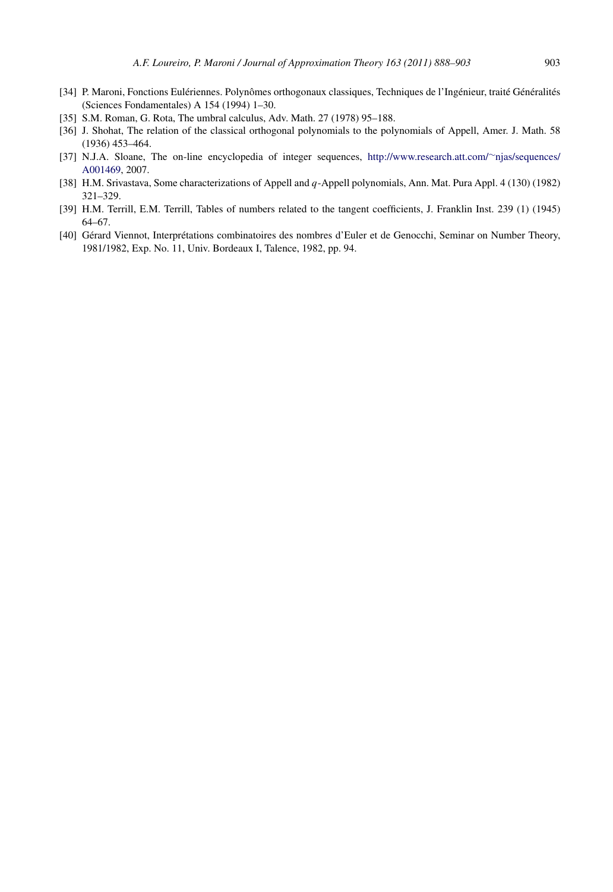[34] P. Maroni, Fonctions Eulériennes. Polynômes orthogonaux classiques, Techniques de l'Ingénieur, traité Généralités (Sciences Fondamentales) A 154 (1994) 1–30.

[35] S.M. Roman, G. Rota, The umbral calculus, Adv. Math. 27 (1978) 95–188.

[36] J. Shohat, The relation of the classical orthogonal polynomials to the polynomials of Appell, Amer. J. Math. 58 (1936) 453–464.

[37] N.J.A. Sloane, The on-line encyclopedia of integer sequences, http://www.research.att.com/~njas/sequences/A001469, 2007.

[38] H.M. Srivastava, Some characterizations of Appell and $q$-Appell polynomials, Ann. Mat. Pura Appl. 4 (130) (1982) 321–329.

[39] H.M. Terrill, E.M. Terrill, Tables of numbers related to the tangent coefficients, J. Franklin Inst. 239 (1) (1945) 64–67.

[40] Gérard Viennot, Interprétations combinatoires des nombres d'Euler et de Genocchi, Seminar on Number Theory, 1981/1982, Exp. No. 11, Univ. Bordeaux I, Talence, 1982, pp. 94.